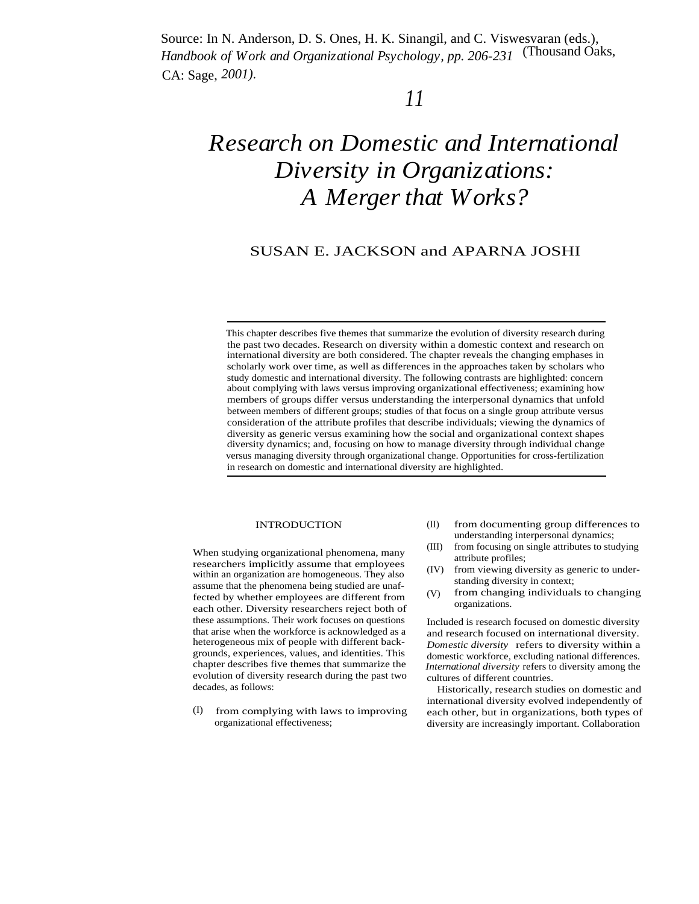Source: In N. Anderson, D. S. Ones, H. K. Sinangil, and C. Viswesvaran (eds.), *Handbook of Work and Organizational Psychology, pp. 206-231* (Thousand Oaks, CA: Sage, *2001).*

# 11

# *Research on Domestic and International Diversity in Organizations: A Merger that Works?*

SUSAN E. JACKSON and APARNA JOSHI

This chapter describes five themes that summarize the evolution of diversity research during the past two decades. Research on diversity within a domestic context and research on international diversity are both considered. The chapter reveals the changing emphases in scholarly work over time, as well as differences in the approaches taken by scholars who study domestic and international diversity. The following contrasts are highlighted: concern about complying with laws versus improving organizational effectiveness; examining how members of groups differ versus understanding the interpersonal dynamics that unfold between members of different groups; studies of that focus on a single group attribute versus consideration of the attribute profiles that describe individuals; viewing the dynamics of diversity as generic versus examining how the social and organizational context shapes diversity dynamics; and, focusing on how to manage diversity through individual change versus managing diversity through organizational change. Opportunities for cross-fertilization in research on domestic and international diversity are highlighted.

## INTRODUCTION

When studying organizational phenomena, many researchers implicitly assume that employees within an organization are homogeneous. They also assume that the phenomena being studied are unaffected by whether employees are different from each other. Diversity researchers reject both of these assumptions. Their work focuses on questions that arise when the workforce is acknowledged as a heterogeneous mix of people with different backgrounds, experiences, values, and identities. This chapter describes five themes that summarize the evolution of diversity research during the past two decades, as follows:

(I) from complying with laws to improving organizational effectiveness;

(II) from documenting group differences to understanding interpersonal dynamics;

(III) from focusing on single attributes to studying attribute profiles;

(IV) from viewing diversity as generic to understanding diversity in context;

(V) from changing individuals to changing organizations.

Included is research focused on domestic diversity and research focused on international diversity. *Domestic diversity* refers to diversity within a domestic workforce, excluding national differences. *International diversity* refers to diversity among the cultures of different countries.

Historically, research studies on domestic and international diversity evolved independently of each other, but in organizations, both types of diversity are increasingly important. Collaboration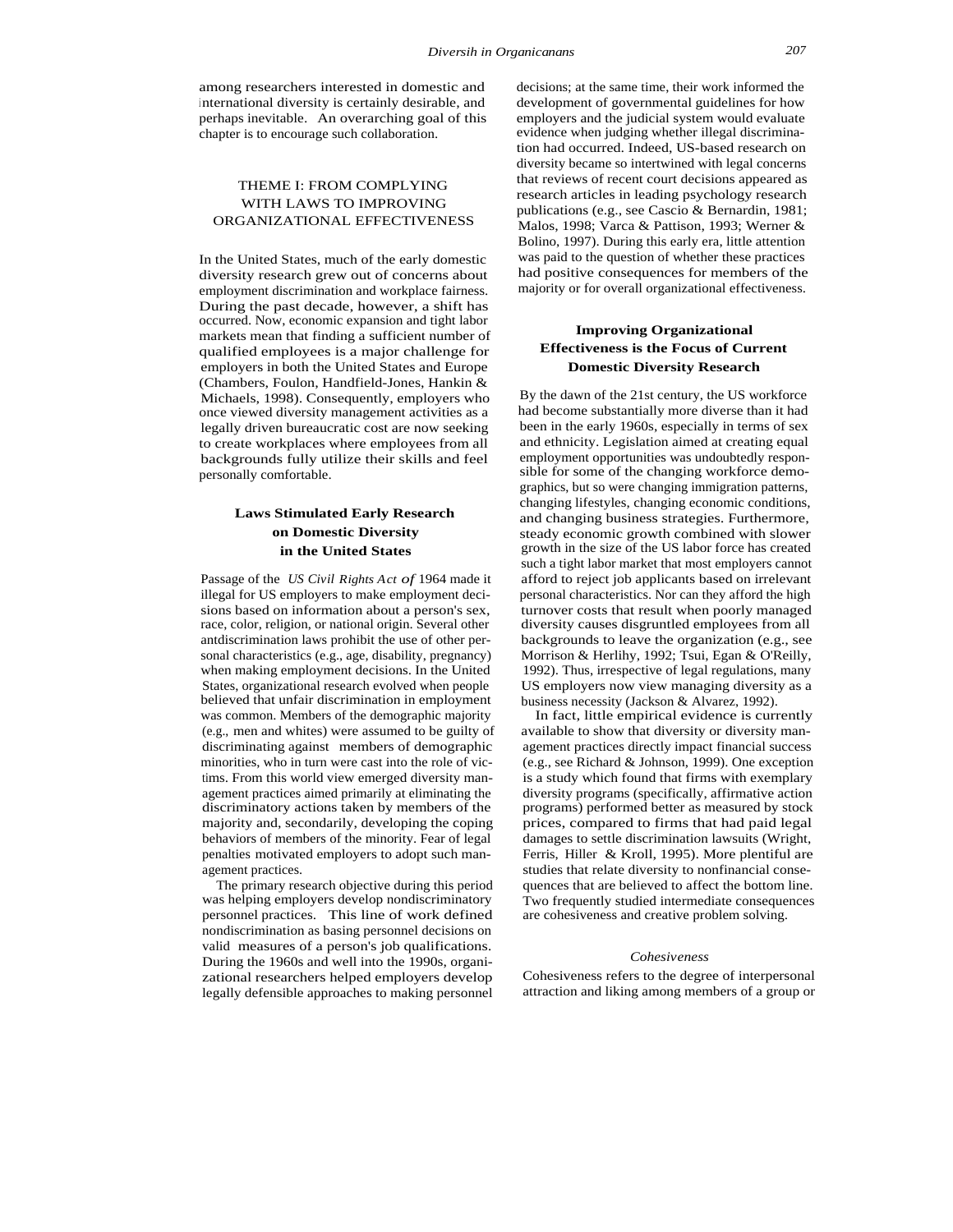among researchers interested in domestic and international diversity is certainly desirable, and perhaps inevitable. An overarching goal of this chapter is to encourage such collaboration.

## THEME I: FROM COMPLYING WITH LAWS TO IMPROVING ORGANIZATIONAL EFFECTIVENESS

In the United States, much of the early domestic diversity research grew out of concerns about employment discrimination and workplace fairness. During the past decade, however, a shift has occurred. Now, economic expansion and tight labor markets mean that finding a sufficient number of qualified employees is a major challenge for employers in both the United States and Europe (Chambers, Foulon, Handfield-Jones, Hankin & Michaels, 1998). Consequently, employers who once viewed diversity management activities as a legally driven bureaucratic cost are now seeking to create workplaces where employees from all backgrounds fully utilize their skills and feel personally comfortable.

### Laws Stimulated Early Research on Domestic Diversity in the United States

Passage of the *US Civil Rights Act of* 1964 made it illegal for US employers to make employment decisions based on information about a person's sex, race, color, religion, or national origin. Several other antdiscrimination laws prohibit the use of other personal characteristics (e.g., age, disability, pregnancy) when making employment decisions. In the United States, organizational research evolved when people believed that unfair discrimination in employment was common. Members of the demographic majority (e.g., men and whites) were assumed to be guilty of discriminating against members of demographic minorities, who in turn were cast into the role of victims. From this world view emerged diversity management practices aimed primarily at eliminating the discriminatory actions taken by members of the majority and, secondarily, developing the coping behaviors of members of the minority. Fear of legal penalties motivated employers to adopt such management practices.

The primary research objective during this period was helping employers develop nondiscriminatory personnel practices. This line of work defined nondiscrimination as basing personnel decisions on valid measures of a person's job qualifications. During the 1960s and well into the 1990s, organizational researchers helped employers develop legally defensible approaches to making personnel decisions; at the same time, their work informed the development of governmental guidelines for how employers and the judicial system would evaluate evidence when judging whether illegal discrimination had occurred. Indeed, US-based research on diversity became so intertwined with legal concerns that reviews of recent court decisions appeared as research articles in leading psychology research publications (e.g., see Cascio & Bernardin, 1981; Malos, 1998; Varca & Pattison, 1993; Werner & Bolino, 1997). During this early era, little attention was paid to the question of whether these practices had positive consequences for members of the majority or for overall organizational effectiveness.

### Improving Organizational Effectiveness is the Focus of Current Domestic Diversity Research

By the dawn of the 21st century, the US workforce had become substantially more diverse than it had been in the early 1960s, especially in terms of sex and ethnicity. Legislation aimed at creating equal employment opportunities was undoubtedly responsible for some of the changing workforce demographics, but so were changing immigration patterns, changing lifestyles, changing economic conditions, and changing business strategies. Furthermore, steady economic growth combined with slower growth in the size of the US labor force has created such a tight labor market that most employers cannot afford to reject job applicants based on irrelevant personal characteristics. Nor can they afford the high turnover costs that result when poorly managed diversity causes disgruntled employees from all backgrounds to leave the organization (e.g., see Morrison & Herlihy, 1992; Tsui, Egan & O'Reilly, 1992). Thus, irrespective of legal regulations, many US employers now view managing diversity as a business necessity (Jackson & Alvarez, 1992).

In fact, little empirical evidence is currently available to show that diversity or diversity management practices directly impact financial success (e.g., see Richard & Johnson, 1999). One exception is a study which found that firms with exemplary diversity programs (specifically, affirmative action programs) performed better as measured by stock prices, compared to firms that had paid legal damages to settle discrimination lawsuits (Wright, Ferris, Hiller & Kroll, 1995). More plentiful are studies that relate diversity to nonfinancial consequences that are believed to affect the bottom line. Two frequently studied intermediate consequences are cohesiveness and creative problem solving.

#### *Cohesiveness*

Cohesiveness refers to the degree of interpersonal attraction and liking among members of a group or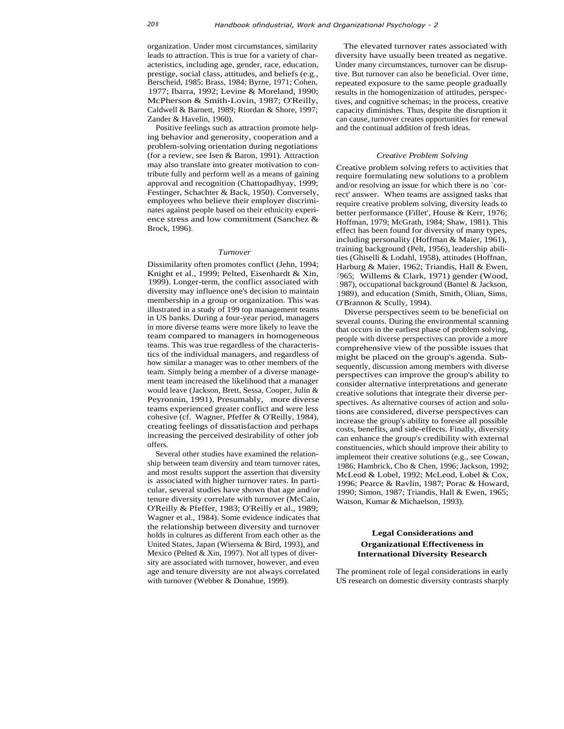organization. Under most circumstances, similarity leads to attraction. This is true for a variety of characteristics, including age, gender, race, education, prestige, social class, attitudes, and beliefs (e.g., Berscheid, 1985; Brass, 1984; Byrne, 1971; Cohen, 1977; Ibarra, 1992; Levine & Moreland, 1990; McPherson & Smith-Lovin, 1987; O'Reilly, Caldwell & Barnett, 1989; Riordan & Shore, 1997; Zander & Havelin, 1960).

Positive feelings such as attraction promote helping behavior and generosity, cooperation and a problem-solving orientation during negotiations (for a review, see Isen & Baron, 1991). Attraction may also translate into greater motivation to contribute fully and perform well as a means of gaining approval and recognition (Chattopadhyay, 1999; Festinger, Schachter & Back, 1950). Conversely, employees who believe their employer discriminates against people based on their ethnicity experience stress and low commitment (Sanchez & Brock, 1996).

### *Turnover*

Dissimilarity often promotes conflict (Jehn, 1994; Knight et al., 1999; Pelted, Eisenhardt & Xin, 1999). Longer-term, the conflict associated with diversity may influence one's decision to maintain membership in a group or organization. This was illustrated in a study of 199 top management teams in US banks. During a four-year period, managers in more diverse teams were more likely to leave the team compared to managers in homogeneous teams. This was true regardless of the characteristics of the individual managers, and regardless of how similar a manager was to other members of the team. Simply being a member of a diverse management team increased the likelihood that a manager would leave (Jackson, Brett, Sessa, Cooper, Julin & Peyronnin, 1991). Presumably, more diverse teams experienced greater conflict and were less cohesive (cf. Wagner, Pfeffer & O'Reilly, 1984), creating feelings of dissatisfaction and perhaps increasing the perceived desirability of other job offers.

Several other studies have examined the relationship between team diversity and team turnover rates, and most results support the assertion that diversity is associated with higher turnover rates. In particular, several studies have shown that age and/or tenure diversity correlate with turnover (McCain, O'Reilly & Pfeffer, 1983; O'Reilly et al., 1989; Wagner et al., 1984). Some evidence indicates that the relationship between diversity and turnover holds in cultures as different from each other as the United States, Japan (Wiersema & Bird, 1993), and Mexico (Pelted & Xin, 1997). Not all types of diversity are associated with turnover, however, and even age and tenure diversity are not always correlated with turnover (Webber & Donahue, 1999).

The elevated turnover rates associated with diversity have usually been treated as negative. Under many circumstances, turnover can be disruptive. But turnover can also be beneficial. Over time, repeated exposure to the same people gradually results in the homogenization of attitudes, perspectives, and cognitive schemas; in the process, creative capacity diminishes. Thus, despite the disruption it can cause, turnover creates opportunities for renewal and the continual addition of fresh ideas.

### *Creative Problem Solving*

Creative problem solving refers to activities that require formulating new solutions to a problem and/or resolving an issue for which there is no `correct' answer. When teams are assigned tasks that require creative problem solving, diversity leads to better performance (Fillet', House & Kerr, 1976; Hoffman, 1979; McGrath, 1984; Shaw, 1981). This effect has been found for diversity of many types, including personality (Hoffman & Maier, 1961), training background (Pelt, 1956), leadership abilities (Ghiselli & Lodahl, 1958), attitudes (Hoffnan, Harburg & Maier, 1962; Triandis, Hall & Ewen, 1965; Willems & Clark, 1971) gender (Wood, 1987), occupational background (Bantel & Jackson, 1989), and education (Smith, Smith, Olian, Sims, O'Brannon & Scully, 1994).

Diverse perspectives seem to be beneficial on several counts. During the environmental scanning that occurs in the earliest phase of problem solving, people with diverse perspectives can provide a more comprehensive view of the possible issues that might be placed on the group's agenda. Subsequently, discussion among members with diverse perspectives can improve the group's ability to consider alternative interpretations and generate creative solutions that integrate their diverse perspectives. As alternative courses of action and solutions are considered, diverse perspectives can increase the group's ability to foresee all possible costs, benefits, and side-effects. Finally, diversity can enhance the group's credibility with external constituencies, which should improve their ability to implement their creative solutions (e.g., see Cowan, 1986; Hambrick, Cho & Chen, 1996; Jackson, 1992; McLeod & Lobel, 1992; McLeod, Lobel & Cox, 1996; Pearce & Ravlin, 1987; Porac & Howard, 1990; Simon, 1987; Triandis, Hall & Ewen, 1965; Watson, Kumar & Michaelson, 1993).

## Legal Considerations and Organizational Effectiveness in International Diversity Research

The prominent role of legal considerations in early US research on domestic diversity contrasts sharply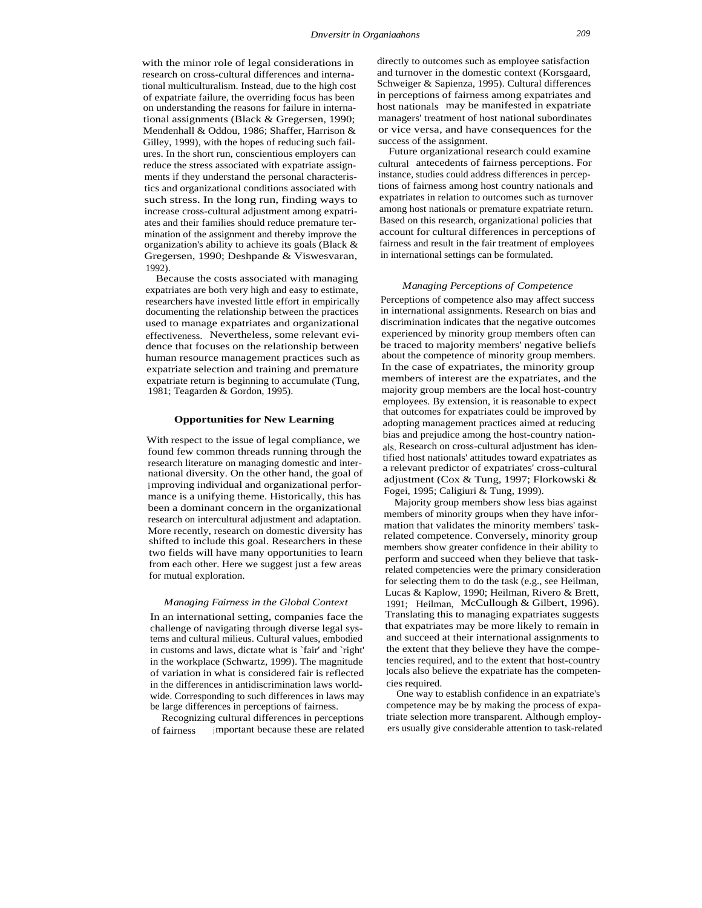with the minor role of legal considerations in research on cross-cultural differences and international multiculturalism. Instead, due to the high cost of expatriate failure, the overriding focus has been on understanding the reasons for failure in international assignments (Black & Gregersen, 1990; Mendenhall & Oddou, 1986; Shaffer, Harrison & Gilley, 1999), with the hopes of reducing such failures. In the short run, conscientious employers can reduce the stress associated with expatriate assignments if they understand the personal characteristics and organizational conditions associated with such stress. In the long run, finding ways to increase cross-cultural adjustment among expatriates and their families should reduce premature termination of the assignment and thereby improve the organization's ability to achieve its goals (Black & Gregersen, 1990; Deshpande & Viswesvaran, 1992).

Because the costs associated with managing expatriates are both very high and easy to estimate, researchers have invested little effort in empirically documenting the relationship between the practices used to manage expatriates and organizational effectiveness. Nevertheless, some relevant evidence that focuses on the relationship between human resource management practices such as expatriate selection and training and premature expatriate return is beginning to accumulate (Tung, 1981; Teagarden & Gordon, 1995).

## Opportunities for New Learning

With respect to the issue of legal compliance, we found few common threads running through the research literature on managing domestic and international diversity. On the other hand, the goal of improving individual and organizational performance is a unifying theme. Historically, this has been a dominant concern in the organizational research on intercultural adjustment and adaptation. More recently, research on domestic diversity has shifted to include this goal. Researchers in these two fields will have many opportunities to learn from each other. Here we suggest just a few areas for mutual exploration.

### *Managing Fairness in the Global Context*

In an international setting, companies face the challenge of navigating through diverse legal systems and cultural milieus. Cultural values, embodied in customs and laws, dictate what is 'fair' and 'right' in the workplace (Schwartz, 1999). The magnitude of variation in what is considered fair is reflected in the differences in antidiscrimination laws worldwide. Corresponding to such differences in laws may be large differences in perceptions of fairness.

Recognizing cultural differences in perceptions of fairness important because these are related directly to outcomes such as employee satisfaction and turnover in the domestic context (Korsgaard, Schweiger & Sapienza, 1995). Cultural differences in perceptions of fairness among expatriates and host nationals may be manifested in expatriate managers' treatment of host national subordinates or vice versa, and have consequences for the success of the assignment.

Future organizational research could examine cultural antecedents of fairness perceptions. For instance, studies could address differences in perceptions of fairness among host country nationals and expatriates in relation to outcomes such as turnover among host nationals or premature expatriate return. Based on this research, organizational policies that account for cultural differences in perceptions of fairness and result in the fair treatment of employees in international settings can be formulated.

### *Managing Perceptions of Competence*

Perceptions of competence also may affect success in international assignments. Research on bias and discrimination indicates that the negative outcomes experienced by minority group members often can be traced to majority members' negative beliefs about the competence of minority group members. In the case of expatriates, the minority group members of interest are the expatriates, and the majority group members are the local host-country employees. By extension, it is reasonable to expect that outcomes for expatriates could be improved by adopting management practices aimed at reducing bias and prejudice among the host-country nationals. Research on cross-cultural adjustment has identified host nationals' attitudes toward expatriates as a relevant predictor of expatriates' cross-cultural adjustment (Cox & Tung, 1997; Florkowski & Fogei, 1995; Caligiuri & Tung, 1999).

Majority group members show less bias against members of minority groups when they have information that validates the minority members' task-related competence. Conversely, minority group members show greater confidence in their ability to perform and succeed when they believe that task-related competencies were the primary consideration for selecting them to do the task (e.g., see Heilman, Lucas & Kaplow, 1990; Heilman, Rivero & Brett, 1991; Heilman, McCullough & Gilbert, 1996). Translating this to managing expatriates suggests that expatriates may be more likely to remain in and succeed at their international assignments to the extent that they believe they have the competencies required, and to the extent that host-country locals also believe the expatriate has the competencies required.

One way to establish confidence in an expatriate's competence may be by making the process of expatriate selection more transparent. Although employers usually give considerable attention to task-related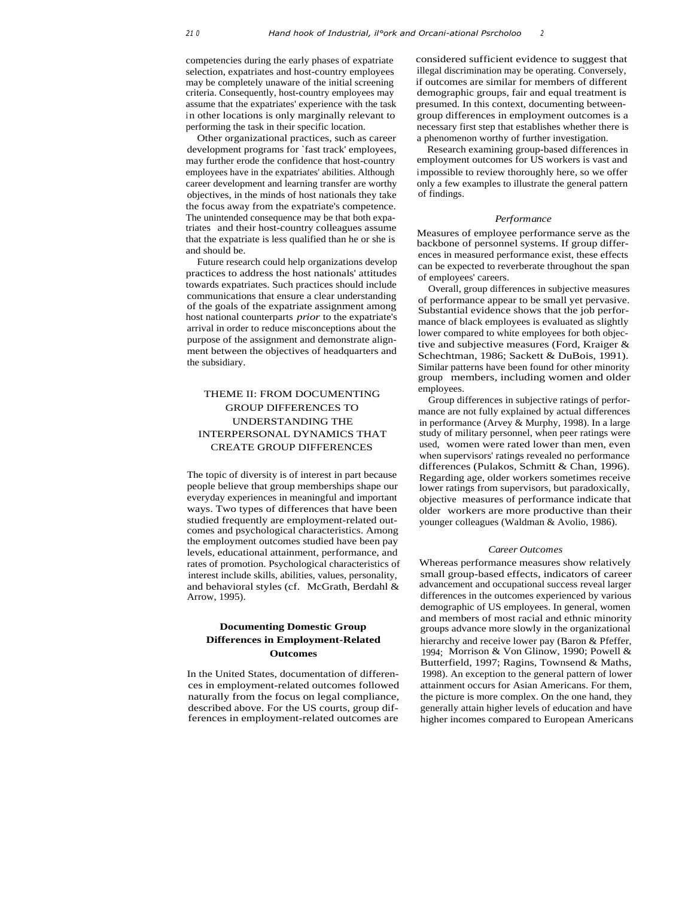competencies during the early phases of expatriate selection, expatriates and host-country employees may be completely unaware of the initial screening criteria. Consequently, host-country employees may assume that the expatriates' experience with the task in other locations is only marginally relevant to performing the task in their specific location.

Other organizational practices, such as career development programs for `fast track' employees, may further erode the confidence that host-country employees have in the expatriates' abilities. Although career development and learning transfer are worthy objectives, in the minds of host nationals they take the focus away from the expatriate's competence. The unintended consequence may be that both expatriates and their host-country colleagues assume that the expatriate is less qualified than he or she is and should be.

Future research could help organizations develop practices to address the host nationals' attitudes towards expatriates. Such practices should include communications that ensure a clear understanding of the goals of the expatriate assignment among host national counterparts *prior* to the expatriate's arrival in order to reduce misconceptions about the purpose of the assignment and demonstrate alignment between the objectives of headquarters and the subsidiary.

## THEME II: FROM DOCUMENTING GROUP DIFFERENCES TO UNDERSTANDING THE INTERPERSONAL DYNAMICS THAT CREATE GROUP DIFFERENCES

The topic of diversity is of interest in part because people believe that group memberships shape our everyday experiences in meaningful and important ways. Two types of differences that have been studied frequently are employment-related outcomes and psychological characteristics. Among the employment outcomes studied have been pay levels, educational attainment, performance, and rates of promotion. Psychological characteristics of interest include skills, abilities, values, personality, and behavioral styles (cf. McGrath, Berdahl & Arrow, 1995).

### Documenting Domestic Group Differences in Employment-Related Outcomes

In the United States, documentation of differences in employment-related outcomes followed naturally from the focus on legal compliance, described above. For the US courts, group differences in employment-related outcomes are considered sufficient evidence to suggest that illegal discrimination may be operating. Conversely, if outcomes are similar for members of different demographic groups, fair and equal treatment is presumed. In this context, documenting between-group differences in employment outcomes is a necessary first step that establishes whether there is a phenomenon worthy of further investigation.

Research examining group-based differences in employment outcomes for US workers is vast and impossible to review thoroughly here, so we offer only a few examples to illustrate the general pattern of findings.

#### *Performance*

Measures of employee performance serve as the backbone of personnel systems. If group differences in measured performance exist, these effects can be expected to reverberate throughout the span of employees' careers.

Overall, group differences in subjective measures of performance appear to be small yet pervasive. Substantial evidence shows that the job performance of black employees is evaluated as slightly lower compared to white employees for both objective and subjective measures (Ford, Kraiger & Schechtman, 1986; Sackett & DuBois, 1991). Similar patterns have been found for other minority group members, including women and older employees.

Group differences in subjective ratings of performance are not fully explained by actual differences in performance (Arvey & Murphy, 1998). In a large study of military personnel, when peer ratings were used, women were rated lower than men, even when supervisors' ratings revealed no performance differences (Pulakos, Schmitt & Chan, 1996). Regarding age, older workers sometimes receive lower ratings from supervisors, but paradoxically, objective measures of performance indicate that older workers are more productive than their younger colleagues (Waldman & Avolio, 1986).

#### *Career Outcomes*

Whereas performance measures show relatively small group-based effects, indicators of career advancement and occupational success reveal larger differences in the outcomes experienced by various demographic of US employees. In general, women and members of most racial and ethnic minority groups advance more slowly in the organizational hierarchy and receive lower pay (Baron & Pfeffer, 1994; Morrison & Von Glinow, 1990; Powell & Butterfield, 1997; Ragins, Townsend & Maths, 1998). An exception to the general pattern of lower attainment occurs for Asian Americans. For them, the picture is more complex. On the one hand, they generally attain higher levels of education and have higher incomes compared to European Americans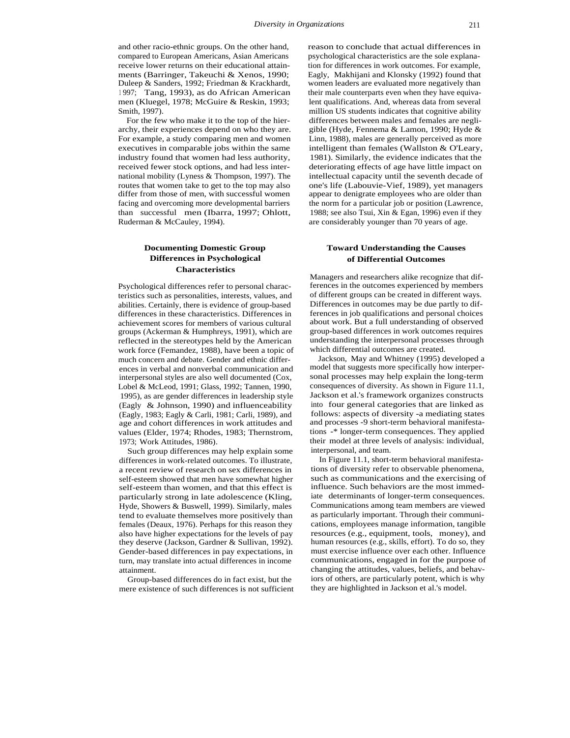and other racio-ethnic groups. On the other hand, compared to European Americans, Asian Americans receive lower returns on their educational attainments (Barringer, Takeuchi & Xenos, 1990; Duleep & Sanders, 1992; Friedman & Krackhardt, 1997; Tang, 1993), as do African American men (Kluegel, 1978; McGuire & Reskin, 1993; Smith, 1997).

For the few who make it to the top of the hierarchy, their experiences depend on who they are. For example, a study comparing men and women executives in comparable jobs within the same industry found that women had less authority, received fewer stock options, and had less international mobility (Lyness & Thompson, 1997). The routes that women take to get to the top may also differ from those of men, with successful women facing and overcoming more developmental barriers than successful men (Ibarra, 1997; Ohlott, Ruderman & McCauley, 1994).

### Documenting Domestic Group Differences in Psychological Characteristics

Psychological differences refer to personal characteristics such as personalities, interests, values, and abilities. Certainly, there is evidence of group-based differences in these characteristics. Differences in achievement scores for members of various cultural groups (Ackerman & Humphreys, 1991), which are reflected in the stereotypes held by the American work force (Femandez, 1988), have been a topic of much concern and debate. Gender and ethnic differences in verbal and nonverbal communication and interpersonal styles are also well documented (Cox, Lobel & McLeod, 1991; Glass, 1992; Tannen, 1990, 1995), as are gender differences in leadership style (Eagly & Johnson, 1990) and influenceability (Eagly, 1983; Eagly & Carli, 1981; Carli, 1989), and age and cohort differences in work attitudes and values (Elder, 1974; Rhodes, 1983; Thernstrom, 1973; Work Attitudes, 1986).

Such group differences may help explain some differences in work-related outcomes. To illustrate, a recent review of research on sex differences in self-esteem showed that men have somewhat higher self-esteem than women, and that this effect is particularly strong in late adolescence (Kling, Hyde, Showers & Buswell, 1999). Similarly, males tend to evaluate themselves more positively than females (Deaux, 1976). Perhaps for this reason they also have higher expectations for the levels of pay they deserve (Jackson, Gardner & Sullivan, 1992). Gender-based differences in pay expectations, in turn, may translate into actual differences in income attainment.

Group-based differences do in fact exist, but the mere existence of such differences is not sufficient reason to conclude that actual differences in psychological characteristics are the sole explanation for differences in work outcomes. For example, Eagly, Makhijani and Klonsky (1992) found that women leaders are evaluated more negatively than their male counterparts even when they have equivalent qualifications. And, whereas data from several million US students indicates that cognitive ability differences between males and females are negligible (Hyde, Fennema & Lamon, 1990; Hyde & Linn, 1988), males are generally perceived as more intelligent than females (Wallston & O'Leary, 1981). Similarly, the evidence indicates that the deteriorating effects of age have little impact on intellectual capacity until the seventh decade of one's life (Labouvie-Vief, 1989), yet managers appear to denigrate employees who are older than the norm for a particular job or position (Lawrence, 1988; see also Tsui, Xin & Egan, 1996) even if they are considerably younger than 70 years of age.

### Toward Understanding the Causes of Differential Outcomes

Managers and researchers alike recognize that differences in the outcomes experienced by members of different groups can be created in different ways. Differences in outcomes may be due partly to differences in job qualifications and personal choices about work. But a full understanding of observed group-based differences in work outcomes requires understanding the interpersonal processes through which differential outcomes are created.

Jackson, May and Whitney (1995) developed a model that suggests more specifically how interpersonal processes may help explain the long-term consequences of diversity. As shown in Figure 11.1, Jackson et al.'s framework organizes constructs into four general categories that are linked as follows: aspects of diversity -a mediating states and processes -9 short-term behavioral manifestations -* longer-term consequences. They applied their model at three levels of analysis: individual, interpersonal, and team.

In Figure 11.1, short-term behavioral manifestations of diversity refer to observable phenomena, such as communications and the exercising of influence. Such behaviors are the most immediate determinants of longer-term consequences. Communications among team members are viewed as particularly important. Through their communications, employees manage information, tangible resources (e.g., equipment, tools, money), and human resources (e.g., skills, effort). To do so, they must exercise influence over each other. Influence communications, engaged in for the purpose of changing the attitudes, values, beliefs, and behaviors of others, are particularly potent, which is why they are highlighted in Jackson et al.'s model.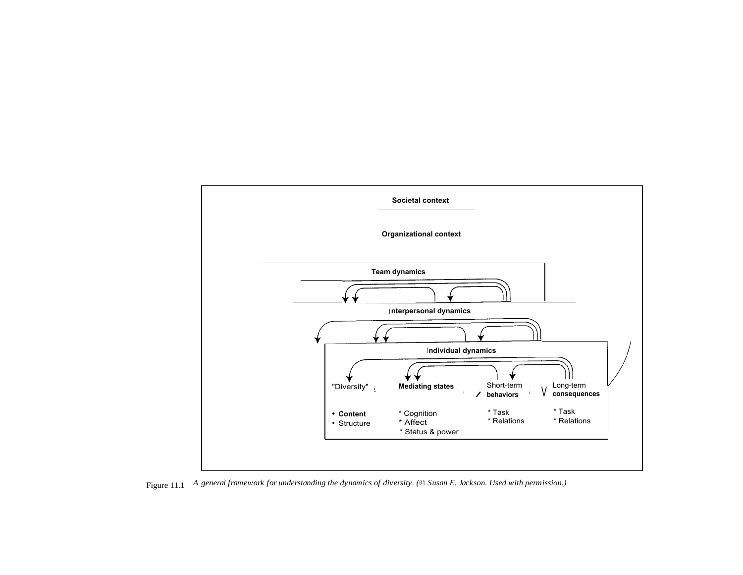Societal context

Organizational context

Team dynamics

Interpersonal dynamics

Individual dynamics

"Diversity"
- **Content**
- Structure

**Mediating states**
- * Cognition
- * Affect
- * Status & power

Short-term **behaviors**
- * Task
- * Relations

Long-term **consequences**
- * Task
- * Relations

Figure 11.1 *A general framework for understanding the dynamics of diversity. (© Susan E. Jackson. Used with permission.)*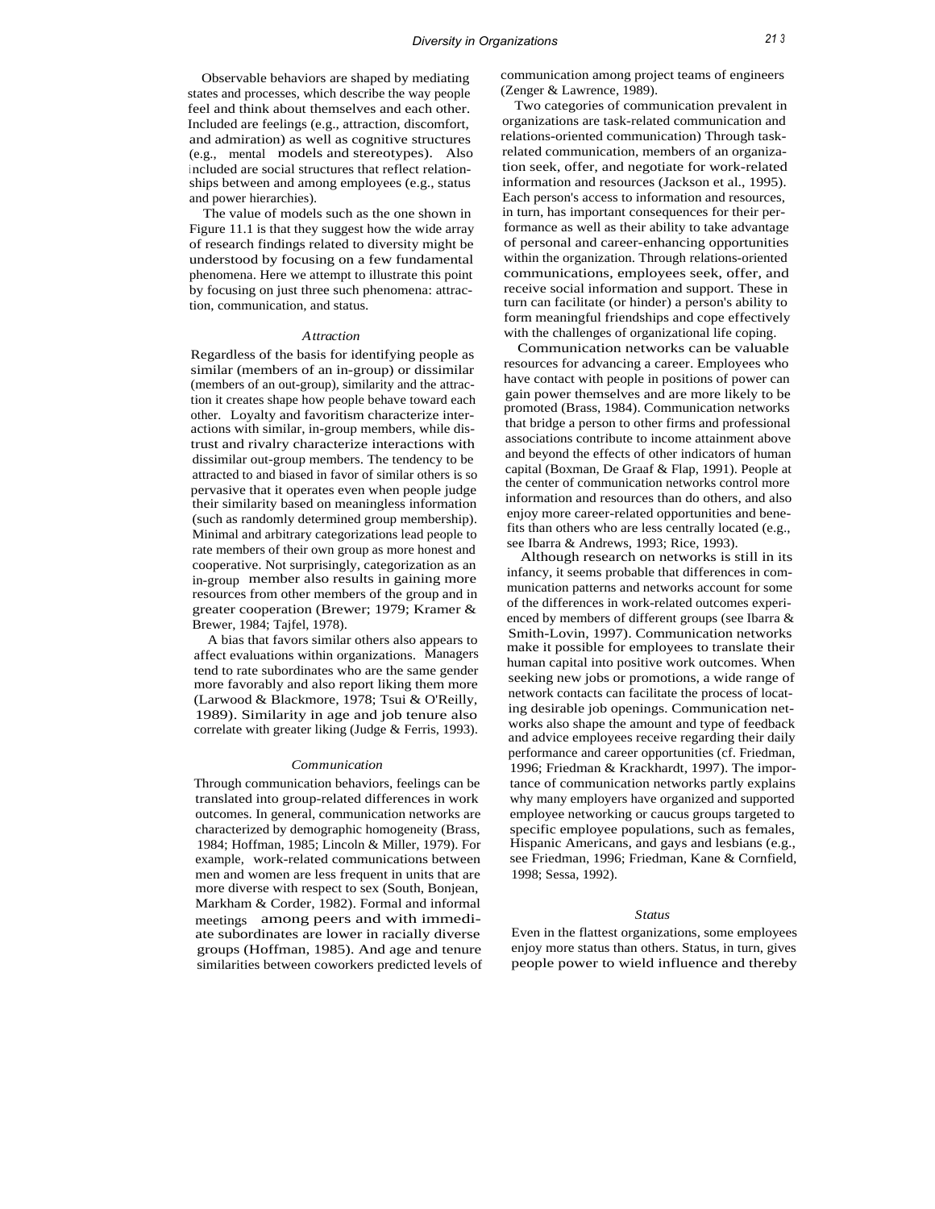Observable behaviors are shaped by mediating states and processes, which describe the way people feel and think about themselves and each other. Included are feelings (e.g., attraction, discomfort, and admiration) as well as cognitive structures (e.g., mental models and stereotypes). Also included are social structures that reflect relationships between and among employees (e.g., status and power hierarchies).

The value of models such as the one shown in Figure 11.1 is that they suggest how the wide array of research findings related to diversity might be understood by focusing on a few fundamental phenomena. Here we attempt to illustrate this point by focusing on just three such phenomena: attraction, communication, and status.

### *Attraction*

Regardless of the basis for identifying people as similar (members of an in-group) or dissimilar (members of an out-group), similarity and the attraction it creates shape how people behave toward each other. Loyalty and favoritism characterize interactions with similar, in-group members, while distrust and rivalry characterize interactions with dissimilar out-group members. The tendency to be attracted to and biased in favor of similar others is so pervasive that it operates even when people judge their similarity based on meaningless information (such as randomly determined group membership). Minimal and arbitrary categorizations lead people to rate members of their own group as more honest and cooperative. Not surprisingly, categorization as an in-group member also results in gaining more resources from other members of the group and in greater cooperation (Brewer; 1979; Kramer & Brewer, 1984; Tajfel, 1978).

A bias that favors similar others also appears to affect evaluations within organizations. Managers tend to rate subordinates who are the same gender more favorably and also report liking them more (Larwood & Blackmore, 1978; Tsui & O'Reilly, 1989). Similarity in age and job tenure also correlate with greater liking (Judge & Ferris, 1993).

### *Communication*

Through communication behaviors, feelings can be translated into group-related differences in work outcomes. In general, communication networks are characterized by demographic homogeneity (Brass, 1984; Hoffman, 1985; Lincoln & Miller, 1979). For example, work-related communications between men and women are less frequent in units that are more diverse with respect to sex (South, Bonjean, Markham & Corder, 1982). Formal and informal meetings among peers and with immediate subordinates are lower in racially diverse groups (Hoffman, 1985). And age and tenure similarities between coworkers predicted levels of communication among project teams of engineers (Zenger & Lawrence, 1989).

Two categories of communication prevalent in organizations are task-related communication and relations-oriented communication) Through task-related communication, members of an organization seek, offer, and negotiate for work-related information and resources (Jackson et al., 1995). Each person's access to information and resources, in turn, has important consequences for their performance as well as their ability to take advantage of personal and career-enhancing opportunities within the organization. Through relations-oriented communications, employees seek, offer, and receive social information and support. These in turn can facilitate (or hinder) a person's ability to form meaningful friendships and cope effectively with the challenges of organizational life coping.

Communication networks can be valuable resources for advancing a career. Employees who have contact with people in positions of power can gain power themselves and are more likely to be promoted (Brass, 1984). Communication networks that bridge a person to other firms and professional associations contribute to income attainment above and beyond the effects of other indicators of human capital (Boxman, De Graaf & Flap, 1991). People at the center of communication networks control more information and resources than do others, and also enjoy more career-related opportunities and benefits than others who are less centrally located (e.g., see Ibarra & Andrews, 1993; Rice, 1993).

Although research on networks is still in its infancy, it seems probable that differences in communication patterns and networks account for some of the differences in work-related outcomes experienced by members of different groups (see Ibarra & Smith-Lovin, 1997). Communication networks make it possible for employees to translate their human capital into positive work outcomes. When seeking new jobs or promotions, a wide range of network contacts can facilitate the process of locating desirable job openings. Communication networks also shape the amount and type of feedback and advice employees receive regarding their daily performance and career opportunities (cf. Friedman, 1996; Friedman & Krackhardt, 1997). The importance of communication networks partly explains why many employers have organized and supported employee networking or caucus groups targeted to specific employee populations, such as females, Hispanic Americans, and gays and lesbians (e.g., see Friedman, 1996; Friedman, Kane & Cornfield, 1998; Sessa, 1992).

### *Status*

Even in the flattest organizations, some employees enjoy more status than others. Status, in turn, gives people power to wield influence and thereby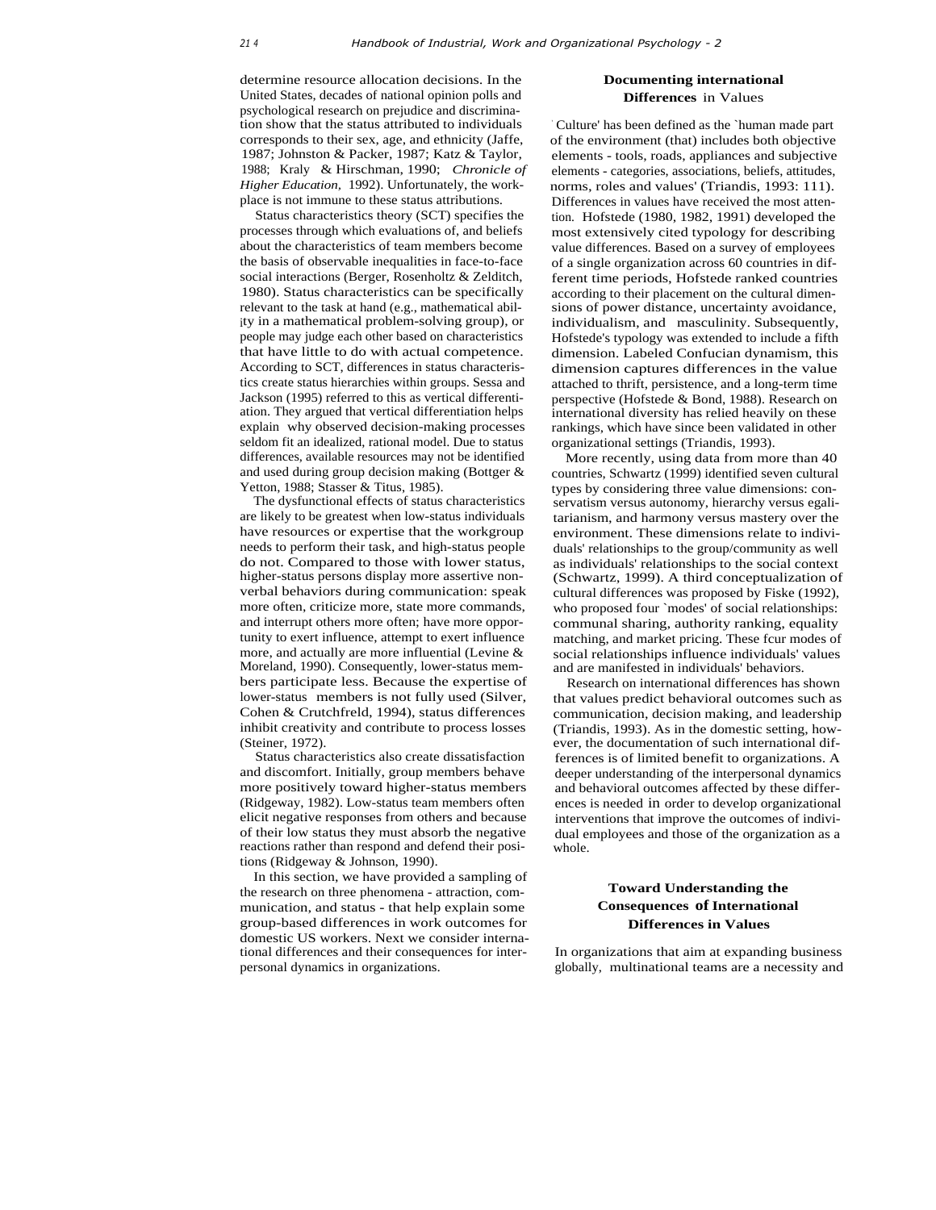determine resource allocation decisions. In the United States, decades of national opinion polls and psychological research on prejudice and discrimination show that the status attributed to individuals corresponds to their sex, age, and ethnicity (Jaffe, 1987; Johnston & Packer, 1987; Katz & Taylor, 1988; Kraly & Hirschman, 1990; *Chronicle of Higher Education,* 1992). Unfortunately, the workplace is not immune to these status attributions.

Status characteristics theory (SCT) specifies the processes through which evaluations of, and beliefs about the characteristics of team members become the basis of observable inequalities in face-to-face social interactions (Berger, Rosenholtz & Zelditch, 1980). Status characteristics can be specifically relevant to the task at hand (e.g., mathematical ability in a mathematical problem-solving group), or people may judge each other based on characteristics that have little to do with actual competence. According to SCT, differences in status characteristics create status hierarchies within groups. Sessa and Jackson (1995) referred to this as vertical differentiation. They argued that vertical differentiation helps explain why observed decision-making processes seldom fit an idealized, rational model. Due to status differences, available resources may not be identified and used during group decision making (Bottger & Yetton, 1988; Stasser & Titus, 1985).

The dysfunctional effects of status characteristics are likely to be greatest when low-status individuals have resources or expertise that the workgroup needs to perform their task, and high-status people do not. Compared to those with lower status, higher-status persons display more assertive nonverbal behaviors during communication: speak more often, criticize more, state more commands, and interrupt others more often; have more opportunity to exert influence, attempt to exert influence more, and actually are more influential (Levine & Moreland, 1990). Consequently, lower-status members participate less. Because the expertise of lower-status members is not fully used (Silver, Cohen & Crutchfreld, 1994), status differences inhibit creativity and contribute to process losses (Steiner, 1972).

Status characteristics also create dissatisfaction and discomfort. Initially, group members behave more positively toward higher-status members (Ridgeway, 1982). Low-status team members often elicit negative responses from others and because of their low status they must absorb the negative reactions rather than respond and defend their positions (Ridgeway & Johnson, 1990).

In this section, we have provided a sampling of the research on three phenomena - attraction, communication, and status - that help explain some group-based differences in work outcomes for domestic US workers. Next we consider international differences and their consequences for interpersonal dynamics in organizations.

## Documenting International Differences in Values

'Culture' has been defined as the 'human made part of the environment (that) includes both objective elements - tools, roads, appliances and subjective elements - categories, associations, beliefs, attitudes, norms, roles and values' (Triandis, 1993: 111). Differences in values have received the most attention. Hofstede (1980, 1982, 1991) developed the most extensively cited typology for describing value differences. Based on a survey of employees of a single organization across 60 countries in different time periods, Hofstede ranked countries according to their placement on the cultural dimensions of power distance, uncertainty avoidance, individualism, and masculinity. Subsequently, Hofstede's typology was extended to include a fifth dimension. Labeled Confucian dynamism, this dimension captures differences in the value attached to thrift, persistence, and a long-term time perspective (Hofstede & Bond, 1988). Research on international diversity has relied heavily on these rankings, which have since been validated in other organizational settings (Triandis, 1993).

More recently, using data from more than 40 countries, Schwartz (1999) identified seven cultural types by considering three value dimensions: conservatism versus autonomy, hierarchy versus egalitarianism, and harmony versus mastery over the environment. These dimensions relate to individuals' relationships to the group/community as well as individuals' relationships to the social context (Schwartz, 1999). A third conceptualization of cultural differences was proposed by Fiske (1992), who proposed four 'modes' of social relationships: communal sharing, authority ranking, equality matching, and market pricing. These fcur modes of social relationships influence individuals' values and are manifested in individuals' behaviors.

Research on international differences has shown that values predict behavioral outcomes such as communication, decision making, and leadership (Triandis, 1993). As in the domestic setting, however, the documentation of such international differences is of limited benefit to organizations. A deeper understanding of the interpersonal dynamics and behavioral outcomes affected by these differences is needed in order to develop organizational interventions that improve the outcomes of individual employees and those of the organization as a whole.

## Toward Understanding the Consequences of International Differences in Values

In organizations that aim at expanding business globally, multinational teams are a necessity and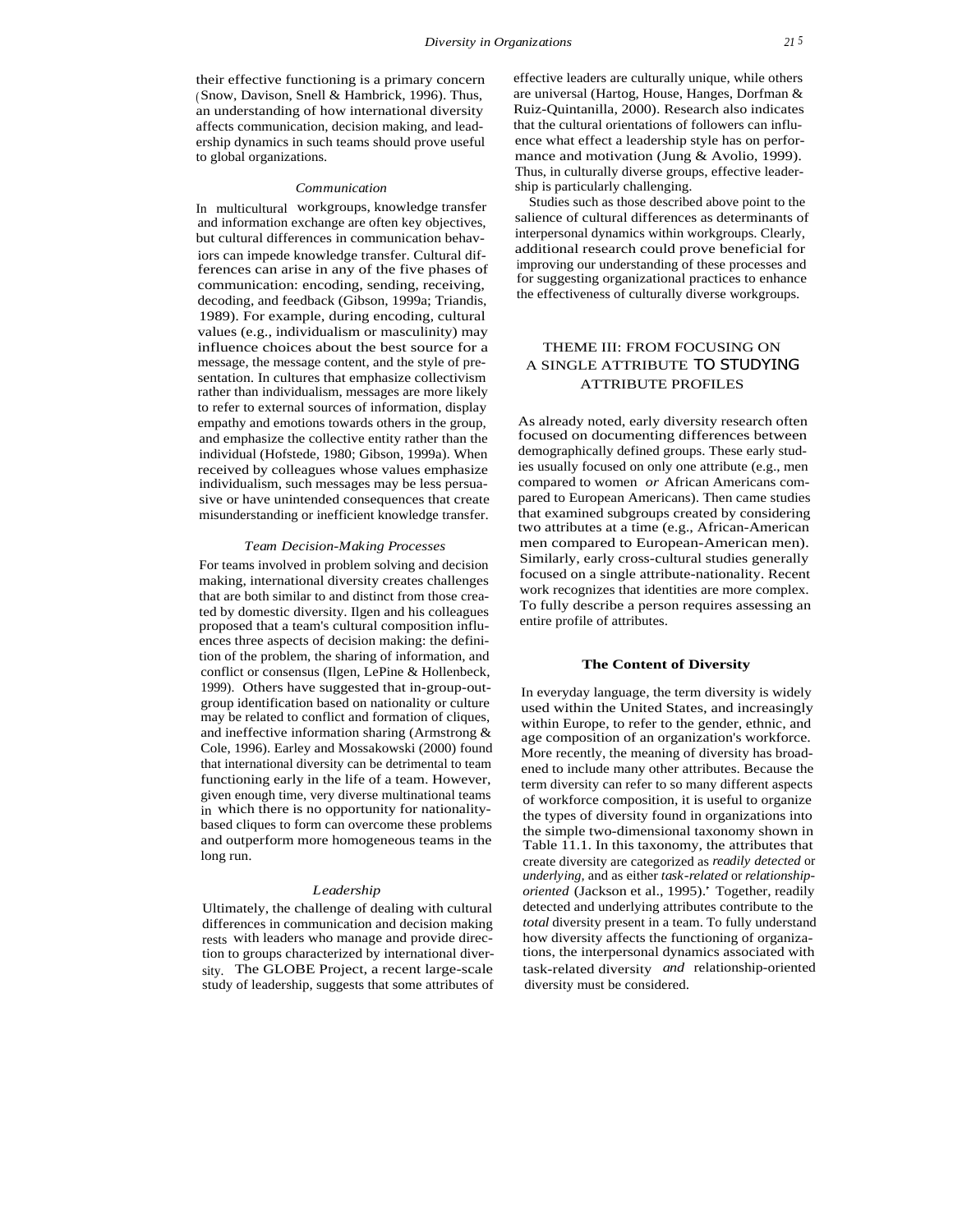their effective functioning is a primary concern (Snow, Davison, Snell & Hambrick, 1996). Thus, an understanding of how international diversity affects communication, decision making, and leadership dynamics in such teams should prove useful to global organizations.

### *Communication*

In multicultural workgroups, knowledge transfer and information exchange are often key objectives, but cultural differences in communication behaviors can impede knowledge transfer. Cultural differences can arise in any of the five phases of communication: encoding, sending, receiving, decoding, and feedback (Gibson, 1999a; Triandis, 1989). For example, during encoding, cultural values (e.g., individualism or masculinity) may influence choices about the best source for a message, the message content, and the style of presentation. In cultures that emphasize collectivism rather than individualism, messages are more likely to refer to external sources of information, display empathy and emotions towards others in the group, and emphasize the collective entity rather than the individual (Hofstede, 1980; Gibson, 1999a). When received by colleagues whose values emphasize individualism, such messages may be less persuasive or have unintended consequences that create misunderstanding or inefficient knowledge transfer.

### *Team Decision-Making Processes*

For teams involved in problem solving and decision making, international diversity creates challenges that are both similar to and distinct from those created by domestic diversity. Ilgen and his colleagues proposed that a team's cultural composition influences three aspects of decision making: the definition of the problem, the sharing of information, and conflict or consensus (Ilgen, LePine & Hollenbeck, 1999). Others have suggested that in-group-outgroup identification based on nationality or culture may be related to conflict and formation of cliques, and ineffective information sharing (Armstrong & Cole, 1996). Earley and Mossakowski (2000) found that international diversity can be detrimental to team functioning early in the life of a team. However, given enough time, very diverse multinational teams in which there is no opportunity for nationality-based cliques to form can overcome these problems and outperform more homogeneous teams in the long run.

### *Leadership*

Ultimately, the challenge of dealing with cultural differences in communication and decision making rests with leaders who manage and provide direction to groups characterized by international diversity. The GLOBE Project, a recent large-scale study of leadership, suggests that some attributes of effective leaders are culturally unique, while others are universal (Hartog, House, Hanges, Dorfman & Ruiz-Quintanilla, 2000). Research also indicates that the cultural orientations of followers can influence what effect a leadership style has on performance and motivation (Jung & Avolio, 1999). Thus, in culturally diverse groups, effective leadership is particularly challenging.

Studies such as those described above point to the salience of cultural differences as determinants of interpersonal dynamics within workgroups. Clearly, additional research could prove beneficial for improving our understanding of these processes and for suggesting organizational practices to enhance the effectiveness of culturally diverse workgroups.

## THEME III: FROM FOCUSING ON A SINGLE ATTRIBUTE TO STUDYING ATTRIBUTE PROFILES

As already noted, early diversity research often focused on documenting differences between demographically defined groups. These early studies usually focused on only one attribute (e.g., men compared to women *or* African Americans compared to European Americans). Then came studies that examined subgroups created by considering two attributes at a time (e.g., African-American men compared to European-American men). Similarly, early cross-cultural studies generally focused on a single attribute-nationality. Recent work recognizes that identities are more complex. To fully describe a person requires assessing an entire profile of attributes.

### The Content of Diversity

In everyday language, the term diversity is widely used within the United States, and increasingly within Europe, to refer to the gender, ethnic, and age composition of an organization's workforce. More recently, the meaning of diversity has broadened to include many other attributes. Because the term diversity can refer to so many different aspects of workforce composition, it is useful to organize the types of diversity found in organizations into the simple two-dimensional taxonomy shown in Table 11.1. In this taxonomy, the attributes that create diversity are categorized as *readily detected* or *underlying,* and as either *task-related* or *relationship-oriented* (Jackson et al., 1995).' Together, readily detected and underlying attributes contribute to the *total* diversity present in a team. To fully understand how diversity affects the functioning of organizations, the interpersonal dynamics associated with task-related diversity *and* relationship-oriented diversity must be considered.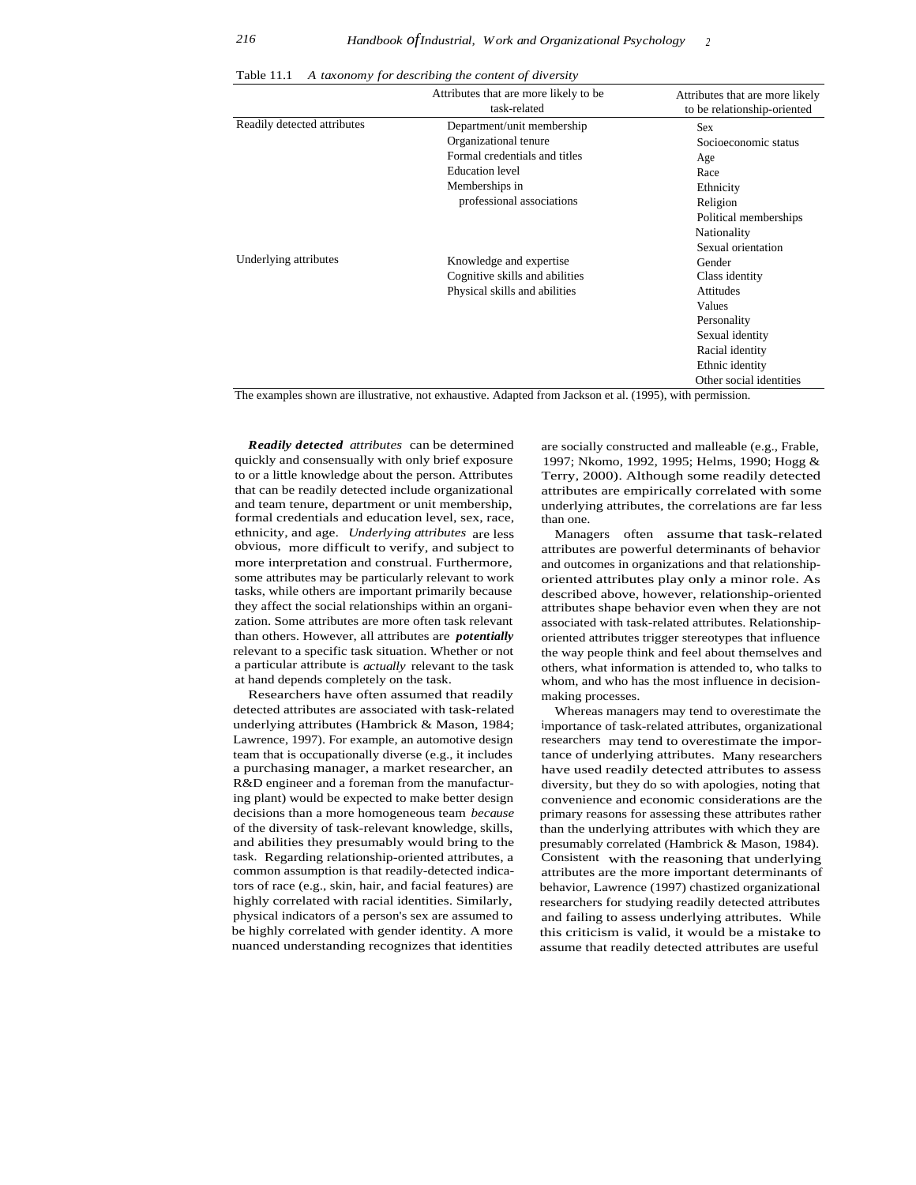Table 11.1 *A taxonomy for describing the content of diversity*

| | Attributes that are more likely to be task-related | Attributes that are more likely to be relationship-oriented |
|---|---|---|
| Readily detected attributes | Department/unit membership<br>Organizational tenure<br>Formal credentials and titles<br>Education level<br>Memberships in professional associations | Sex<br>Socioeconomic status<br>Age<br>Race<br>Ethnicity<br>Religion<br>Political memberships<br>Nationality<br>Sexual orientation |
| Underlying attributes | Knowledge and expertise<br>Cognitive skills and abilities<br>Physical skills and abilities | Gender<br>Class identity<br>Attitudes<br>Values<br>Personality<br>Sexual identity<br>Racial identity<br>Ethnic identity<br>Other social identities |

The examples shown are illustrative, not exhaustive. Adapted from Jackson et al. (1995), with permission.

***Readily detected** attributes* can be determined quickly and consensually with only brief exposure to or a little knowledge about the person. Attributes that can be readily detected include organizational and team tenure, department or unit membership, formal credentials and education level, sex, race, ethnicity, and age. *Underlying attributes* are less obvious, more difficult to verify, and subject to more interpretation and construal. Furthermore, some attributes may be particularly relevant to work tasks, while others are important primarily because they affect the social relationships within an organization. Some attributes are more often task relevant than others. However, all attributes are ***potentially*** relevant to a specific task situation. Whether or not a particular attribute is *actually* relevant to the task at hand depends completely on the task.

Researchers have often assumed that readily detected attributes are associated with task-related underlying attributes (Hambrick & Mason, 1984; Lawrence, 1997). For example, an automotive design team that is occupationally diverse (e.g., it includes a purchasing manager, a market researcher, an R&D engineer and a foreman from the manufacturing plant) would be expected to make better design decisions than a more homogeneous team *because* of the diversity of task-relevant knowledge, skills, and abilities they presumably would bring to the task. Regarding relationship-oriented attributes, a common assumption is that readily-detected indicators of race (e.g., skin, hair, and facial features) are highly correlated with racial identities. Similarly, physical indicators of a person's sex are assumed to be highly correlated with gender identity. A more nuanced understanding recognizes that identities are socially constructed and malleable (e.g., Frable, 1997; Nkomo, 1992, 1995; Helms, 1990; Hogg & Terry, 2000). Although some readily detected attributes are empirically correlated with some underlying attributes, the correlations are far less than one.

Managers often assume that task-related attributes are powerful determinants of behavior and outcomes in organizations and that relationship-oriented attributes play only a minor role. As described above, however, relationship-oriented attributes shape behavior even when they are not associated with task-related attributes. Relationship-oriented attributes trigger stereotypes that influence the way people think and feel about themselves and others, what information is attended to, who talks to whom, and who has the most influence in decision-making processes.

Whereas managers may tend to overestimate the importance of task-related attributes, organizational researchers may tend to overestimate the importance of underlying attributes. Many researchers have used readily detected attributes to assess diversity, but they do so with apologies, noting that convenience and economic considerations are the primary reasons for assessing these attributes rather than the underlying attributes with which they are presumably correlated (Hambrick & Mason, 1984). Consistent with the reasoning that underlying attributes are the more important determinants of behavior, Lawrence (1997) chastized organizational researchers for studying readily detected attributes and failing to assess underlying attributes. While this criticism is valid, it would be a mistake to assume that readily detected attributes are useful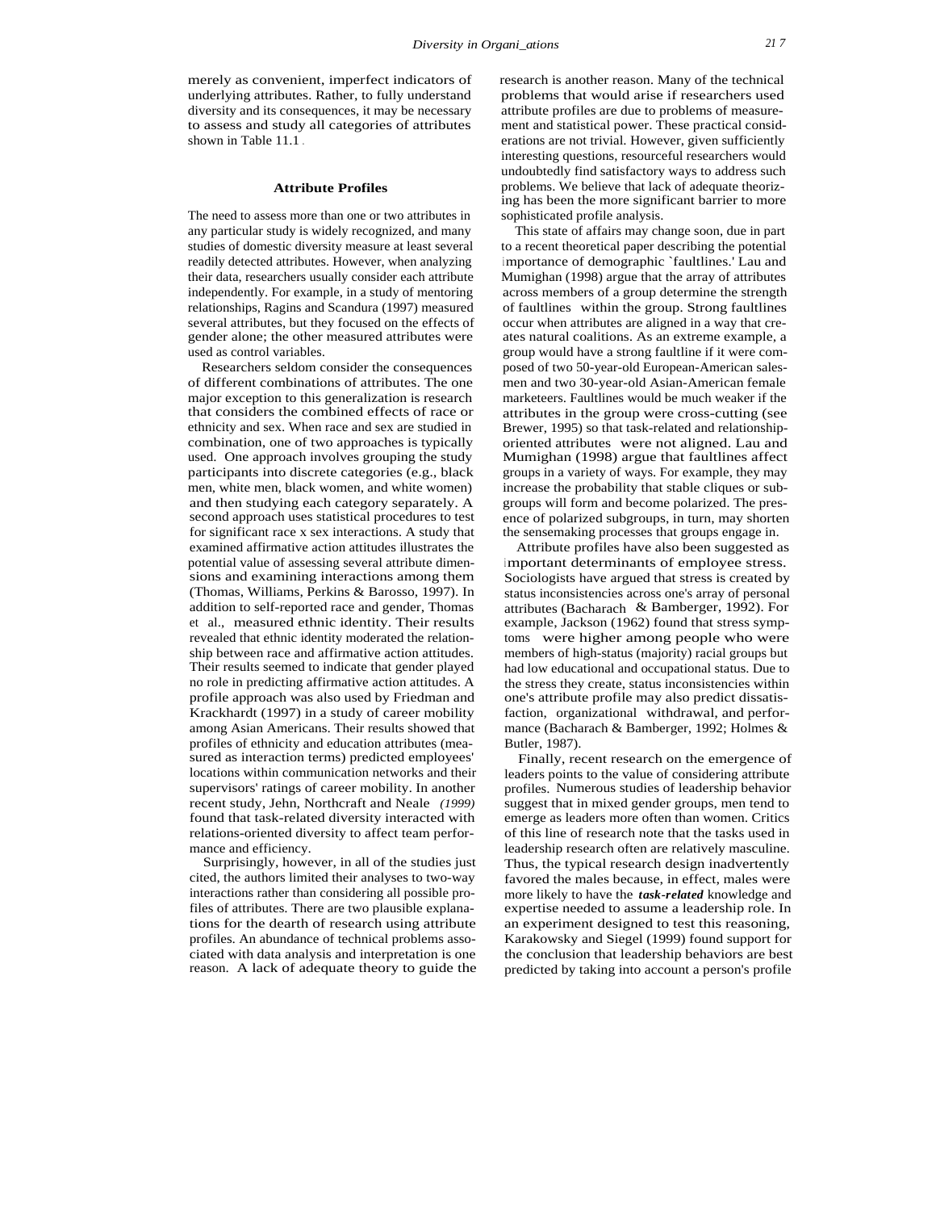merely as convenient, imperfect indicators of underlying attributes. Rather, to fully understand diversity and its consequences, it may be necessary to assess and study all categories of attributes shown in Table 11.1.

### Attribute Profiles

The need to assess more than one or two attributes in any particular study is widely recognized, and many studies of domestic diversity measure at least several readily detected attributes. However, when analyzing their data, researchers usually consider each attribute independently. For example, in a study of mentoring relationships, Ragins and Scandura (1997) measured several attributes, but they focused on the effects of gender alone; the other measured attributes were used as control variables.

Researchers seldom consider the consequences of different combinations of attributes. The one major exception to this generalization is research that considers the combined effects of race or ethnicity and sex. When race and sex are studied in combination, one of two approaches is typically used. One approach involves grouping the study participants into discrete categories (e.g., black men, white men, black women, and white women) and then studying each category separately. A second approach uses statistical procedures to test for significant race x sex interactions. A study that examined affirmative action attitudes illustrates the potential value of assessing several attribute dimensions and examining interactions among them (Thomas, Williams, Perkins & Barosso, 1997). In addition to self-reported race and gender, Thomas et al., measured ethnic identity. Their results revealed that ethnic identity moderated the relationship between race and affirmative action attitudes. Their results seemed to indicate that gender played no role in predicting affirmative action attitudes. A profile approach was also used by Friedman and Krackhardt (1997) in a study of career mobility among Asian Americans. Their results showed that profiles of ethnicity and education attributes (measured as interaction terms) predicted employees' locations within communication networks and their supervisors' ratings of career mobility. In another recent study, Jehn, Northcraft and Neale *(1999)* found that task-related diversity interacted with relations-oriented diversity to affect team performance and efficiency.

Surprisingly, however, in all of the studies just cited, the authors limited their analyses to two-way interactions rather than considering all possible profiles of attributes. There are two plausible explanations for the dearth of research using attribute profiles. An abundance of technical problems associated with data analysis and interpretation is one reason. A lack of adequate theory to guide the research is another reason. Many of the technical problems that would arise if researchers used attribute profiles are due to problems of measurement and statistical power. These practical considerations are not trivial. However, given sufficiently interesting questions, resourceful researchers would undoubtedly find satisfactory ways to address such problems. We believe that lack of adequate theorizing has been the more significant barrier to more sophisticated profile analysis.

This state of affairs may change soon, due in part to a recent theoretical paper describing the potential importance of demographic 'faultlines.' Lau and Mumighan (1998) argue that the array of attributes across members of a group determine the strength of faultlines within the group. Strong faultlines occur when attributes are aligned in a way that creates natural coalitions. As an extreme example, a group would have a strong faultline if it were composed of two 50-year-old European-American salesmen and two 30-year-old Asian-American female marketeers. Faultlines would be much weaker if the attributes in the group were cross-cutting (see Brewer, 1995) so that task-related and relationship-oriented attributes were not aligned. Lau and Mumighan (1998) argue that faultlines affect groups in a variety of ways. For example, they may increase the probability that stable cliques or subgroups will form and become polarized. The presence of polarized subgroups, in turn, may shorten the sensemaking processes that groups engage in.

Attribute profiles have also been suggested as important determinants of employee stress. Sociologists have argued that stress is created by status inconsistencies across one's array of personal attributes (Bacharach & Bamberger, 1992). For example, Jackson (1962) found that stress symptoms were higher among people who were members of high-status (majority) racial groups but had low educational and occupational status. Due to the stress they create, status inconsistencies within one's attribute profile may also predict dissatisfaction, organizational withdrawal, and performance (Bacharach & Bamberger, 1992; Holmes & Butler, 1987).

Finally, recent research on the emergence of leaders points to the value of considering attribute profiles. Numerous studies of leadership behavior suggest that in mixed gender groups, men tend to emerge as leaders more often than women. Critics of this line of research note that the tasks used in leadership research often are relatively masculine. Thus, the typical research design inadvertently favored the males because, in effect, males were more likely to have the ***task-related*** knowledge and expertise needed to assume a leadership role. In an experiment designed to test this reasoning, Karakowsky and Siegel (1999) found support for the conclusion that leadership behaviors are best predicted by taking into account a person's profile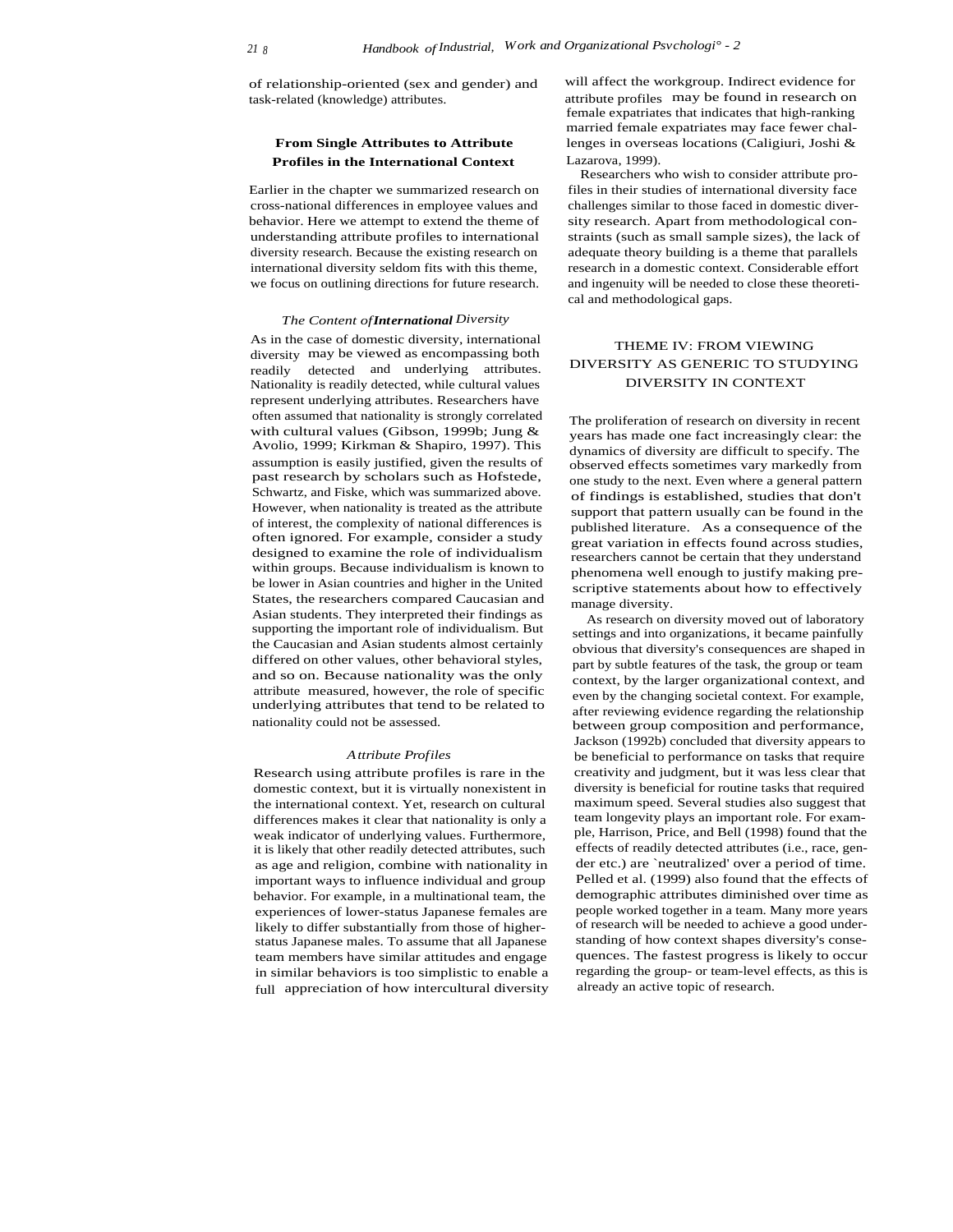of relationship-oriented (sex and gender) and task-related (knowledge) attributes.

## From Single Attributes to Attribute Profiles in the International Context

Earlier in the chapter we summarized research on cross-national differences in employee values and behavior. Here we attempt to extend the theme of understanding attribute profiles to international diversity research. Because the existing research on international diversity seldom fits with this theme, we focus on outlining directions for future research.

### *The Content of International Diversity*

As in the case of domestic diversity, international diversity may be viewed as encompassing both readily detected and underlying attributes. Nationality is readily detected, while cultural values represent underlying attributes. Researchers have often assumed that nationality is strongly correlated with cultural values (Gibson, 1999b; Jung & Avolio, 1999; Kirkman & Shapiro, 1997). This assumption is easily justified, given the results of past research by scholars such as Hofstede, Schwartz, and Fiske, which was summarized above. However, when nationality is treated as the attribute of interest, the complexity of national differences is often ignored. For example, consider a study designed to examine the role of individualism within groups. Because individualism is known to be lower in Asian countries and higher in the United States, the researchers compared Caucasian and Asian students. They interpreted their findings as supporting the important role of individualism. But the Caucasian and Asian students almost certainly differed on other values, other behavioral styles, and so on. Because nationality was the only attribute measured, however, the role of specific underlying attributes that tend to be related to nationality could not be assessed.

### *Attribute Profiles*

Research using attribute profiles is rare in the domestic context, but it is virtually nonexistent in the international context. Yet, research on cultural differences makes it clear that nationality is only a weak indicator of underlying values. Furthermore, it is likely that other readily detected attributes, such as age and religion, combine with nationality in important ways to influence individual and group behavior. For example, in a multinational team, the experiences of lower-status Japanese females are likely to differ substantially from those of higher-status Japanese males. To assume that all Japanese team members have similar attitudes and engage in similar behaviors is too simplistic to enable a full appreciation of how intercultural diversity will affect the workgroup. Indirect evidence for attribute profiles may be found in research on female expatriates that indicates that high-ranking married female expatriates may face fewer challenges in overseas locations (Caligiuri, Joshi & Lazarova, 1999).

Researchers who wish to consider attribute profiles in their studies of international diversity face challenges similar to those faced in domestic diversity research. Apart from methodological constraints (such as small sample sizes), the lack of adequate theory building is a theme that parallels research in a domestic context. Considerable effort and ingenuity will be needed to close these theoretical and methodological gaps.

## THEME IV: FROM VIEWING DIVERSITY AS GENERIC TO STUDYING DIVERSITY IN CONTEXT

The proliferation of research on diversity in recent years has made one fact increasingly clear: the dynamics of diversity are difficult to specify. The observed effects sometimes vary markedly from one study to the next. Even where a general pattern of findings is established, studies that don't support that pattern usually can be found in the published literature. As a consequence of the great variation in effects found across studies, researchers cannot be certain that they understand phenomena well enough to justify making prescriptive statements about how to effectively manage diversity.

As research on diversity moved out of laboratory settings and into organizations, it became painfully obvious that diversity's consequences are shaped in part by subtle features of the task, the group or team context, by the larger organizational context, and even by the changing societal context. For example, after reviewing evidence regarding the relationship between group composition and performance, Jackson (1992b) concluded that diversity appears to be beneficial to performance on tasks that require creativity and judgment, but it was less clear that diversity is beneficial for routine tasks that required maximum speed. Several studies also suggest that team longevity plays an important role. For example, Harrison, Price, and Bell (1998) found that the effects of readily detected attributes (i.e., race, gender etc.) are 'neutralized' over a period of time. Pelled et al. (1999) also found that the effects of demographic attributes diminished over time as people worked together in a team. Many more years of research will be needed to achieve a good understanding of how context shapes diversity's consequences. The fastest progress is likely to occur regarding the group- or team-level effects, as this is already an active topic of research.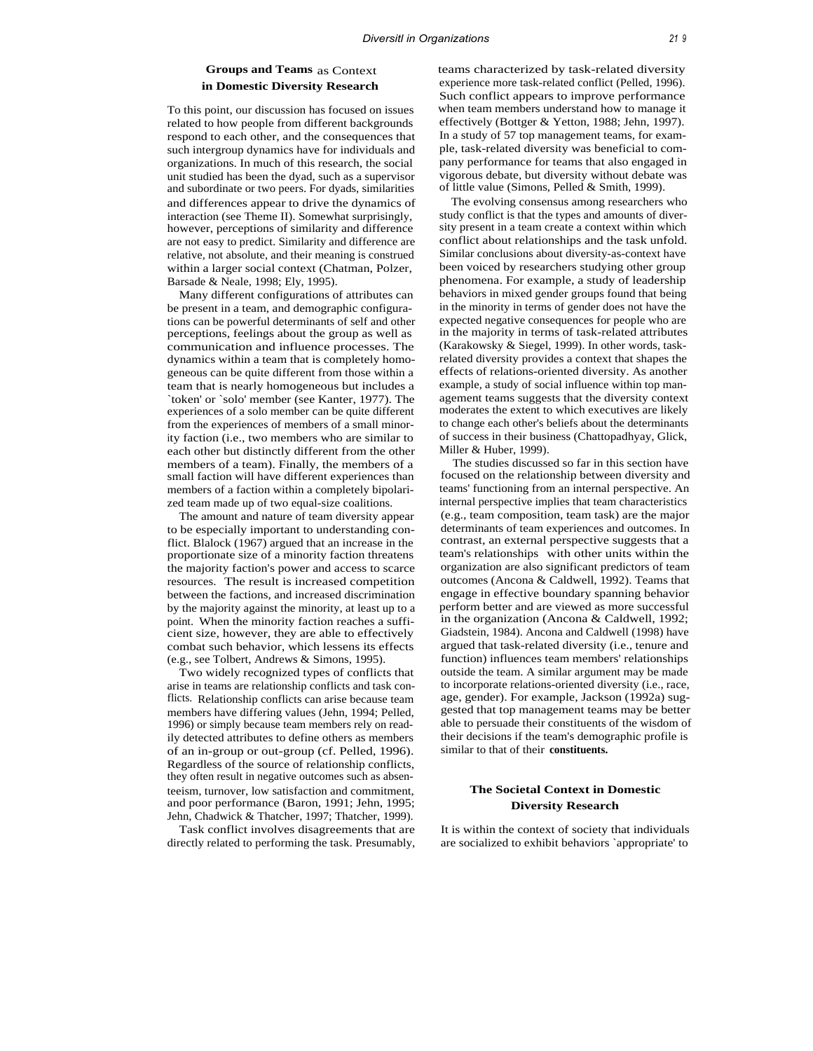## Groups and Teams as Context in Domestic Diversity Research

To this point, our discussion has focused on issues related to how people from different backgrounds respond to each other, and the consequences that such intergroup dynamics have for individuals and organizations. In much of this research, the social unit studied has been the dyad, such as a supervisor and subordinate or two peers. For dyads, similarities and differences appear to drive the dynamics of interaction (see Theme II). Somewhat surprisingly, however, perceptions of similarity and difference are not easy to predict. Similarity and difference are relative, not absolute, and their meaning is construed within a larger social context (Chatman, Polzer, Barsade & Neale, 1998; Ely, 1995).

Many different configurations of attributes can be present in a team, and demographic configurations can be powerful determinants of self and other perceptions, feelings about the group as well as communication and influence processes. The dynamics within a team that is completely homogeneous can be quite different from those within a team that is nearly homogeneous but includes a `token' or `solo' member (see Kanter, 1977). The experiences of a solo member can be quite different from the experiences of members of a small minority faction (i.e., two members who are similar to each other but distinctly different from the other members of a team). Finally, the members of a small faction will have different experiences than members of a faction within a completely bipolarized team made up of two equal-size coalitions.

The amount and nature of team diversity appear to be especially important to understanding conflict. Blalock (1967) argued that an increase in the proportionate size of a minority faction threatens the majority faction's power and access to scarce resources. The result is increased competition between the factions, and increased discrimination by the majority against the minority, at least up to a point. When the minority faction reaches a sufficient size, however, they are able to effectively combat such behavior, which lessens its effects (e.g., see Tolbert, Andrews & Simons, 1995).

Two widely recognized types of conflicts that arise in teams are relationship conflicts and task conflicts. Relationship conflicts can arise because team members have differing values (Jehn, 1994; Pelled, 1996) or simply because team members rely on readily detected attributes to define others as members of an in-group or out-group (cf. Pelled, 1996). Regardless of the source of relationship conflicts, they often result in negative outcomes such as absenteeism, turnover, low satisfaction and commitment, and poor performance (Baron, 1991; Jehn, 1995; Jehn, Chadwick & Thatcher, 1997; Thatcher, 1999).

Task conflict involves disagreements that are directly related to performing the task. Presumably, teams characterized by task-related diversity experience more task-related conflict (Pelled, 1996). Such conflict appears to improve performance when team members understand how to manage it effectively (Bottger & Yetton, 1988; Jehn, 1997). In a study of 57 top management teams, for example, task-related diversity was beneficial to company performance for teams that also engaged in vigorous debate, but diversity without debate was of little value (Simons, Pelled & Smith, 1999).

The evolving consensus among researchers who study conflict is that the types and amounts of diversity present in a team create a context within which conflict about relationships and the task unfold. Similar conclusions about diversity-as-context have been voiced by researchers studying other group phenomena. For example, a study of leadership behaviors in mixed gender groups found that being in the minority in terms of gender does not have the expected negative consequences for people who are in the majority in terms of task-related attributes (Karakowsky & Siegel, 1999). In other words, task-related diversity provides a context that shapes the effects of relations-oriented diversity. As another example, a study of social influence within top management teams suggests that the diversity context moderates the extent to which executives are likely to change each other's beliefs about the determinants of success in their business (Chattopadhyay, Glick, Miller & Huber, 1999).

The studies discussed so far in this section have focused on the relationship between diversity and teams' functioning from an internal perspective. An internal perspective implies that team characteristics (e.g., team composition, team task) are the major determinants of team experiences and outcomes. In contrast, an external perspective suggests that a team's relationships with other units within the organization are also significant predictors of team outcomes (Ancona & Caldwell, 1992). Teams that engage in effective boundary spanning behavior perform better and are viewed as more successful in the organization (Ancona & Caldwell, 1992; Giadstein, 1984). Ancona and Caldwell (1998) have argued that task-related diversity (i.e., tenure and function) influences team members' relationships outside the team. A similar argument may be made to incorporate relations-oriented diversity (i.e., race, age, gender). For example, Jackson (1992a) suggested that top management teams may be better able to persuade their constituents of the wisdom of their decisions if the team's demographic profile is similar to that of their constituents.

## The Societal Context in Domestic Diversity Research

It is within the context of society that individuals are socialized to exhibit behaviors `appropriate' to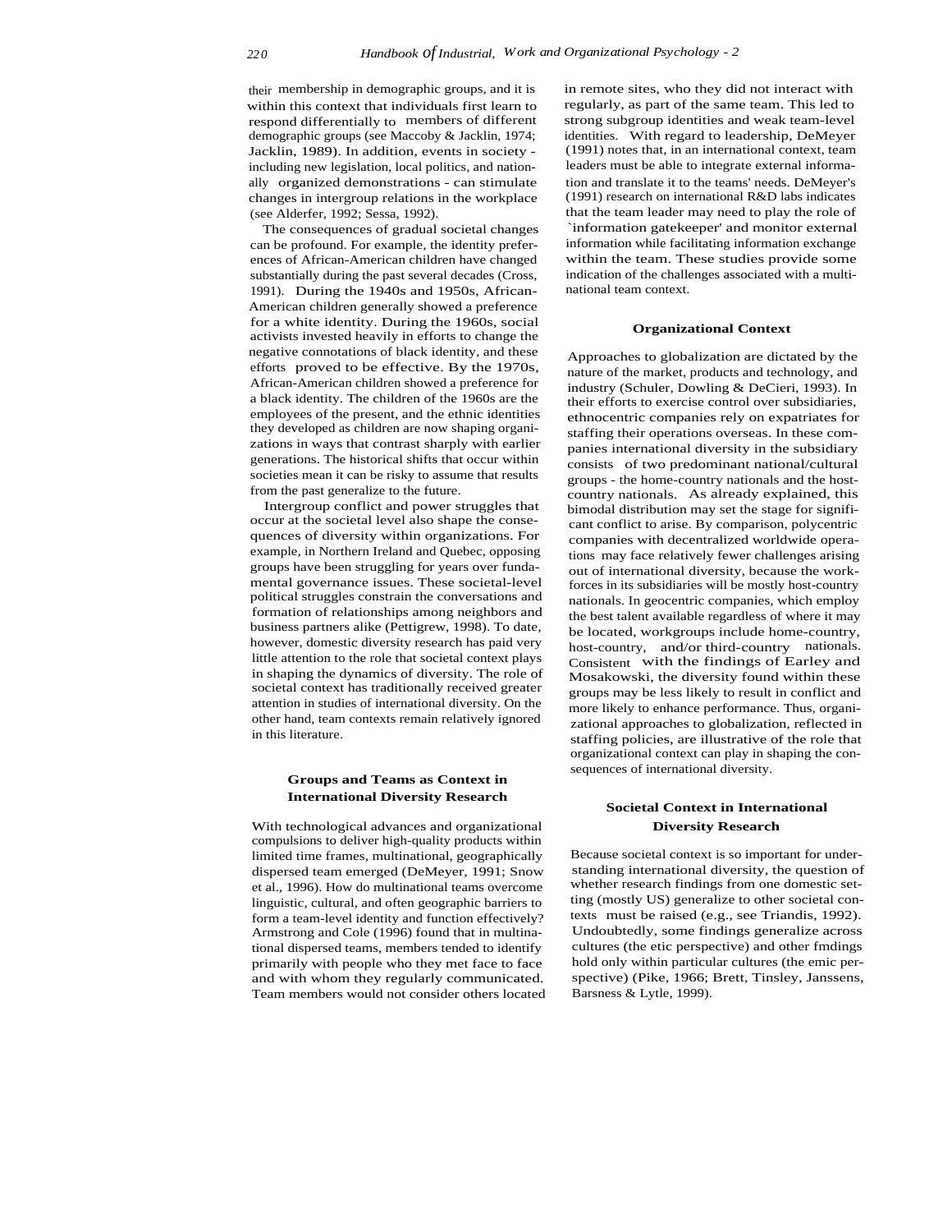their membership in demographic groups, and it is within this context that individuals first learn to respond differentially to members of different demographic groups (see Maccoby & Jacklin, 1974; Jacklin, 1989). In addition, events in society - including new legislation, local politics, and nationally organized demonstrations - can stimulate changes in intergroup relations in the workplace (see Alderfer, 1992; Sessa, 1992).

The consequences of gradual societal changes can be profound. For example, the identity preferences of African-American children have changed substantially during the past several decades (Cross, 1991). During the 1940s and 1950s, African-American children generally showed a preference for a white identity. During the 1960s, social activists invested heavily in efforts to change the negative connotations of black identity, and these efforts proved to be effective. By the 1970s, African-American children showed a preference for a black identity. The children of the 1960s are the employees of the present, and the ethnic identities they developed as children are now shaping organizations in ways that contrast sharply with earlier generations. The historical shifts that occur within societies mean it can be risky to assume that results from the past generalize to the future.

Intergroup conflict and power struggles that occur at the societal level also shape the consequences of diversity within organizations. For example, in Northern Ireland and Quebec, opposing groups have been struggling for years over fundamental governance issues. These societal-level political struggles constrain the conversations and formation of relationships among neighbors and business partners alike (Pettigrew, 1998). To date, however, domestic diversity research has paid very little attention to the role that societal context plays in shaping the dynamics of diversity. The role of societal context has traditionally received greater attention in studies of international diversity. On the other hand, team contexts remain relatively ignored in this literature.

### Groups and Teams as Context in International Diversity Research

With technological advances and organizational compulsions to deliver high-quality products within limited time frames, multinational, geographically dispersed team emerged (DeMeyer, 1991; Snow et al., 1996). How do multinational teams overcome linguistic, cultural, and often geographic barriers to form a team-level identity and function effectively? Armstrong and Cole (1996) found that in multinational dispersed teams, members tended to identify primarily with people who they met face to face and with whom they regularly communicated. Team members would not consider others located in remote sites, who they did not interact with regularly, as part of the same team. This led to strong subgroup identities and weak team-level identities. With regard to leadership, DeMeyer (1991) notes that, in an international context, team leaders must be able to integrate external information and translate it to the teams' needs. DeMeyer's (1991) research on international R&D labs indicates that the team leader may need to play the role of `information gatekeeper' and monitor external information while facilitating information exchange within the team. These studies provide some indication of the challenges associated with a multinational team context.

### Organizational Context

Approaches to globalization are dictated by the nature of the market, products and technology, and industry (Schuler, Dowling & DeCieri, 1993). In their efforts to exercise control over subsidiaries, ethnocentric companies rely on expatriates for staffing their operations overseas. In these companies international diversity in the subsidiary consists of two predominant national/cultural groups - the home-country nationals and the host-country nationals. As already explained, this bimodal distribution may set the stage for significant conflict to arise. By comparison, polycentric companies with decentralized worldwide operations may face relatively fewer challenges arising out of international diversity, because the workforces in its subsidiaries will be mostly host-country nationals. In geocentric companies, which employ the best talent available regardless of where it may be located, workgroups include home-country, host-country, and/or third-country nationals. Consistent with the findings of Earley and Mosakowski, the diversity found within these groups may be less likely to result in conflict and more likely to enhance performance. Thus, organizational approaches to globalization, reflected in staffing policies, are illustrative of the role that organizational context can play in shaping the consequences of international diversity.

### Societal Context in International Diversity Research

Because societal context is so important for understanding international diversity, the question of whether research findings from one domestic setting (mostly US) generalize to other societal contexts must be raised (e.g., see Triandis, 1992). Undoubtedly, some findings generalize across cultures (the etic perspective) and other fmdings hold only within particular cultures (the emic perspective) (Pike, 1966; Brett, Tinsley, Janssens, Barsness & Lytle, 1999).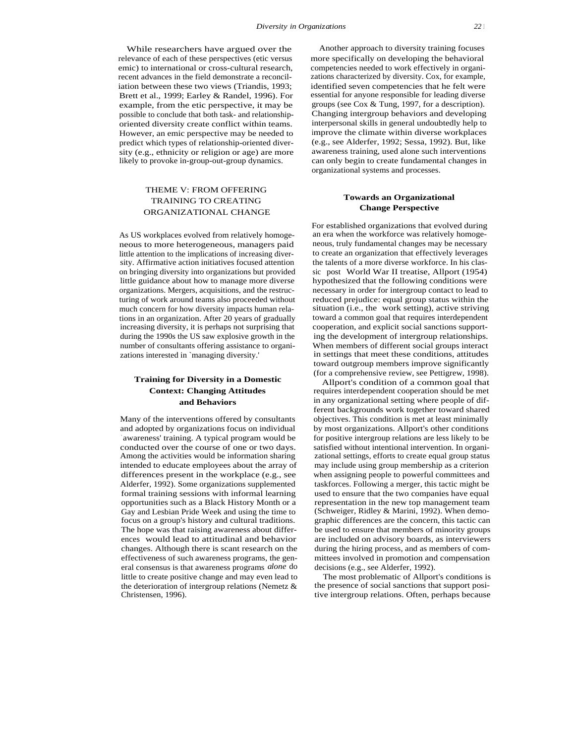While researchers have argued over the relevance of each of these perspectives (etic versus emic) to international or cross-cultural research, recent advances in the field demonstrate a reconciliation between these two views (Triandis, 1993; Brett et al., 1999; Earley & Randel, 1996). For example, from the etic perspective, it may be possible to conclude that both task- and relationship-oriented diversity create conflict within teams. However, an emic perspective may be needed to predict which types of relationship-oriented diversity (e.g., ethnicity or religion or age) are more likely to provoke in-group-out-group dynamics.

## THEME V: FROM OFFERING TRAINING TO CREATING ORGANIZATIONAL CHANGE

As US workplaces evolved from relatively homogeneous to more heterogeneous, managers paid little attention to the implications of increasing diversity. Affirmative action initiatives focused attention on bringing diversity into organizations but provided little guidance about how to manage more diverse organizations. Mergers, acquisitions, and the restructuring of work around teams also proceeded without much concern for how diversity impacts human relations in an organization. After 20 years of gradually increasing diversity, it is perhaps not surprising that during the 1990s the US saw explosive growth in the number of consultants offering assistance to organizations interested in 'managing diversity.'

### Training for Diversity in a Domestic Context: Changing Attitudes and Behaviors

Many of the interventions offered by consultants and adopted by organizations focus on individual 'awareness' training. A typical program would be conducted over the course of one or two days. Among the activities would be information sharing intended to educate employees about the array of differences present in the workplace (e.g., see Alderfer, 1992). Some organizations supplemented formal training sessions with informal learning opportunities such as a Black History Month or a Gay and Lesbian Pride Week and using the time to focus on a group's history and cultural traditions. The hope was that raising awareness about differences would lead to attitudinal and behavior changes. Although there is scant research on the effectiveness of such awareness programs, the general consensus is that awareness programs *alone* do little to create positive change and may even lead to the deterioration of intergroup relations (Nemetz & Christensen, 1996).

Another approach to diversity training focuses more specifically on developing the behavioral competencies needed to work effectively in organizations characterized by diversity. Cox, for example, identified seven competencies that he felt were essential for anyone responsible for leading diverse groups (see Cox & Tung, 1997, for a description). Changing intergroup behaviors and developing interpersonal skills in general undoubtedly help to improve the climate within diverse workplaces (e.g., see Alderfer, 1992; Sessa, 1992). But, like awareness training, used alone such interventions can only begin to create fundamental changes in organizational systems and processes.

### Towards an Organizational Change Perspective

For established organizations that evolved during an era when the workforce was relatively homogeneous, truly fundamental changes may be necessary to create an organization that effectively leverages the talents of a more diverse workforce. In his classic post World War II treatise, Allport (1954) hypothesized that the following conditions were necessary in order for intergroup contact to lead to reduced prejudice: equal group status within the situation (i.e., the work setting), active striving toward a common goal that requires interdependent cooperation, and explicit social sanctions supporting the development of intergroup relationships. When members of different social groups interact in settings that meet these conditions, attitudes toward outgroup members improve significantly (for a comprehensive review, see Pettigrew, 1998).

Allport's condition of a common goal that requires interdependent cooperation should be met in any organizational setting where people of different backgrounds work together toward shared objectives. This condition is met at least minimally by most organizations. Allport's other conditions for positive intergroup relations are less likely to be satisfied without intentional intervention. In organizational settings, efforts to create equal group status may include using group membership as a criterion when assigning people to powerful committees and taskforces. Following a merger, this tactic might be used to ensure that the two companies have equal representation in the new top management team (Schweiger, Ridley & Marini, 1992). When demographic differences are the concern, this tactic can be used to ensure that members of minority groups are included on advisory boards, as interviewers during the hiring process, and as members of committees involved in promotion and compensation decisions (e.g., see Alderfer, 1992).

The most problematic of Allport's conditions is the presence of social sanctions that support positive intergroup relations. Often, perhaps because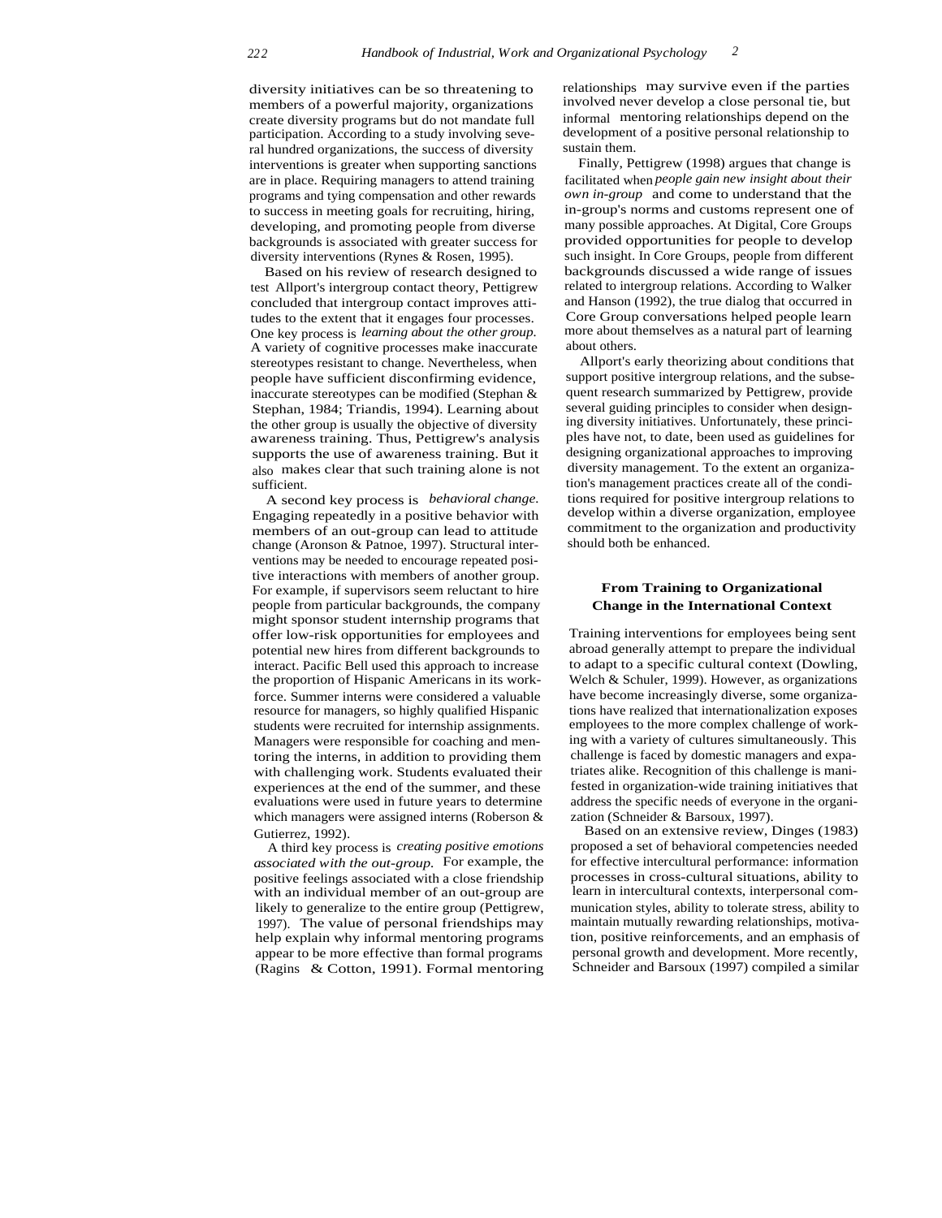diversity initiatives can be so threatening to members of a powerful majority, organizations create diversity programs but do not mandate full participation. According to a study involving several hundred organizations, the success of diversity interventions is greater when supporting sanctions are in place. Requiring managers to attend training programs and tying compensation and other rewards to success in meeting goals for recruiting, hiring, developing, and promoting people from diverse backgrounds is associated with greater success for diversity interventions (Rynes & Rosen, 1995).

Based on his review of research designed to test Allport's intergroup contact theory, Pettigrew concluded that intergroup contact improves attitudes to the extent that it engages four processes. One key process is *learning about the other group.* A variety of cognitive processes make inaccurate stereotypes resistant to change. Nevertheless, when people have sufficient disconfirming evidence, inaccurate stereotypes can be modified (Stephan & Stephan, 1984; Triandis, 1994). Learning about the other group is usually the objective of diversity awareness training. Thus, Pettigrew's analysis supports the use of awareness training. But it also makes clear that such training alone is not sufficient.

A second key process is *behavioral change.* Engaging repeatedly in a positive behavior with members of an out-group can lead to attitude change (Aronson & Patnoe, 1997). Structural interventions may be needed to encourage repeated positive interactions with members of another group. For example, if supervisors seem reluctant to hire people from particular backgrounds, the company might sponsor student internship programs that offer low-risk opportunities for employees and potential new hires from different backgrounds to interact. Pacific Bell used this approach to increase the proportion of Hispanic Americans in its workforce. Summer interns were considered a valuable resource for managers, so highly qualified Hispanic students were recruited for internship assignments. Managers were responsible for coaching and mentoring the interns, in addition to providing them with challenging work. Students evaluated their experiences at the end of the summer, and these evaluations were used in future years to determine which managers were assigned interns (Roberson & Gutierrez, 1992).

A third key process is *creating positive emotions associated with the out-group.* For example, the positive feelings associated with a close friendship with an individual member of an out-group are likely to generalize to the entire group (Pettigrew, 1997). The value of personal friendships may help explain why informal mentoring programs appear to be more effective than formal programs (Ragins & Cotton, 1991). Formal mentoring relationships may survive even if the parties involved never develop a close personal tie, but informal mentoring relationships depend on the development of a positive personal relationship to sustain them.

Finally, Pettigrew (1998) argues that change is facilitated when *people gain new insight about their own in-group* and come to understand that the in-group's norms and customs represent one of many possible approaches. At Digital, Core Groups provided opportunities for people to develop such insight. In Core Groups, people from different backgrounds discussed a wide range of issues related to intergroup relations. According to Walker and Hanson (1992), the true dialog that occurred in Core Group conversations helped people learn more about themselves as a natural part of learning about others.

Allport's early theorizing about conditions that support positive intergroup relations, and the subsequent research summarized by Pettigrew, provide several guiding principles to consider when designing diversity initiatives. Unfortunately, these principles have not, to date, been used as guidelines for designing organizational approaches to improving diversity management. To the extent an organization's management practices create all of the conditions required for positive intergroup relations to develop within a diverse organization, employee commitment to the organization and productivity should both be enhanced.

### From Training to Organizational Change in the International Context

Training interventions for employees being sent abroad generally attempt to prepare the individual to adapt to a specific cultural context (Dowling, Welch & Schuler, 1999). However, as organizations have become increasingly diverse, some organizations have realized that internationalization exposes employees to the more complex challenge of working with a variety of cultures simultaneously. This challenge is faced by domestic managers and expatriates alike. Recognition of this challenge is manifested in organization-wide training initiatives that address the specific needs of everyone in the organization (Schneider & Barsoux, 1997).

Based on an extensive review, Dinges (1983) proposed a set of behavioral competencies needed for effective intercultural performance: information processes in cross-cultural situations, ability to learn in intercultural contexts, interpersonal communication styles, ability to tolerate stress, ability to maintain mutually rewarding relationships, motivation, positive reinforcements, and an emphasis of personal growth and development. More recently, Schneider and Barsoux (1997) compiled a similar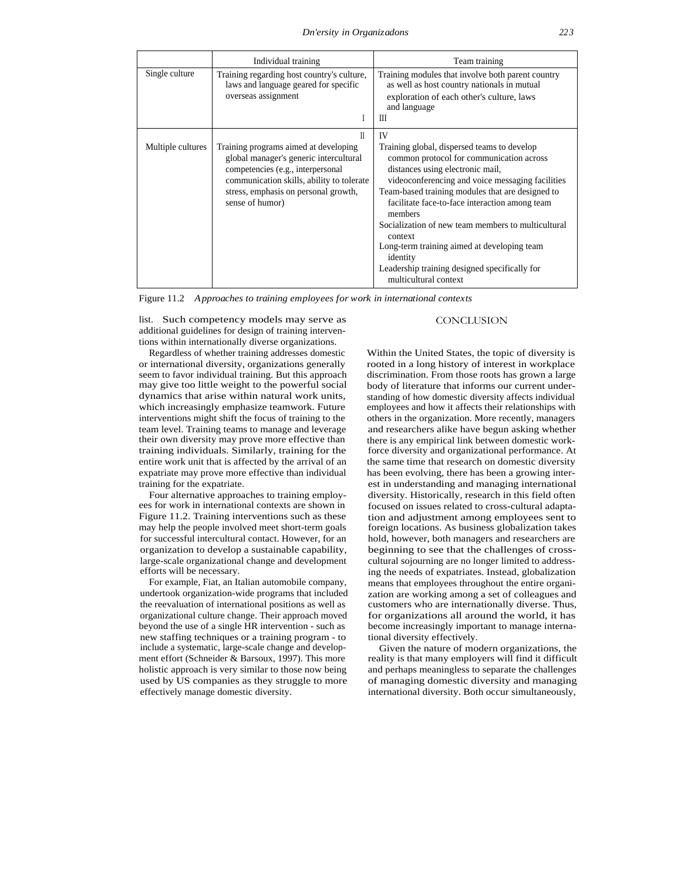| | Individual training | Team training |
|---|---|---|
| Single culture | Training regarding host country's culture, laws and language geared for specific overseas assignment<br>I | Training modules that involve both parent country as well as host country nationals in mutual exploration of each other's culture, laws and language<br>III |
| Multiple cultures | II<br>Training programs aimed at developing global manager's generic intercultural competencies (e.g., interpersonal communication skills, ability to tolerate stress, emphasis on personal growth, sense of humor) | IV<br>Training global, dispersed teams to develop common protocol for communication across distances using electronic mail, videoconferencing and voice messaging facilities<br>Team-based training modules that are designed to facilitate face-to-face interaction among team members<br>Socialization of new team members to multicultural context<br>Long-term training aimed at developing team identity<br>Leadership training designed specifically for multicultural context |

Figure 11.2 *Approaches to training employees for work in international contexts*

list. Such competency models may serve as additional guidelines for design of training interventions within internationally diverse organizations.

Regardless of whether training addresses domestic or international diversity, organizations generally seem to favor individual training. But this approach may give too little weight to the powerful social dynamics that arise within natural work units, which increasingly emphasize teamwork. Future interventions might shift the focus of training to the team level. Training teams to manage and leverage their own diversity may prove more effective than training individuals. Similarly, training for the entire work unit that is affected by the arrival of an expatriate may prove more effective than individual training for the expatriate.

Four alternative approaches to training employees for work in international contexts are shown in Figure 11.2. Training interventions such as these may help the people involved meet short-term goals for successful intercultural contact. However, for an organization to develop a sustainable capability, large-scale organizational change and development efforts will be necessary.

For example, Fiat, an Italian automobile company, undertook organization-wide programs that included the reevaluation of international positions as well as organizational culture change. Their approach moved beyond the use of a single HR intervention - such as new staffing techniques or a training program - to include a systematic, large-scale change and development effort (Schneider & Barsoux, 1997). This more holistic approach is very similar to those now being used by US companies as they struggle to more effectively manage domestic diversity.

## CONCLUSION

Within the United States, the topic of diversity is rooted in a long history of interest in workplace discrimination. From those roots has grown a large body of literature that informs our current understanding of how domestic diversity affects individual employees and how it affects their relationships with others in the organization. More recently, managers and researchers alike have begun asking whether there is any empirical link between domestic workforce diversity and organizational performance. At the same time that research on domestic diversity has been evolving, there has been a growing interest in understanding and managing international diversity. Historically, research in this field often focused on issues related to cross-cultural adaptation and adjustment among employees sent to foreign locations. As business globalization takes hold, however, both managers and researchers are beginning to see that the challenges of cross-cultural sojourning are no longer limited to addressing the needs of expatriates. Instead, globalization means that employees throughout the entire organization are working among a set of colleagues and customers who are internationally diverse. Thus, for organizations all around the world, it has become increasingly important to manage international diversity effectively.

Given the nature of modern organizations, the reality is that many employers will find it difficult and perhaps meaningless to separate the challenges of managing domestic diversity and managing international diversity. Both occur simultaneously,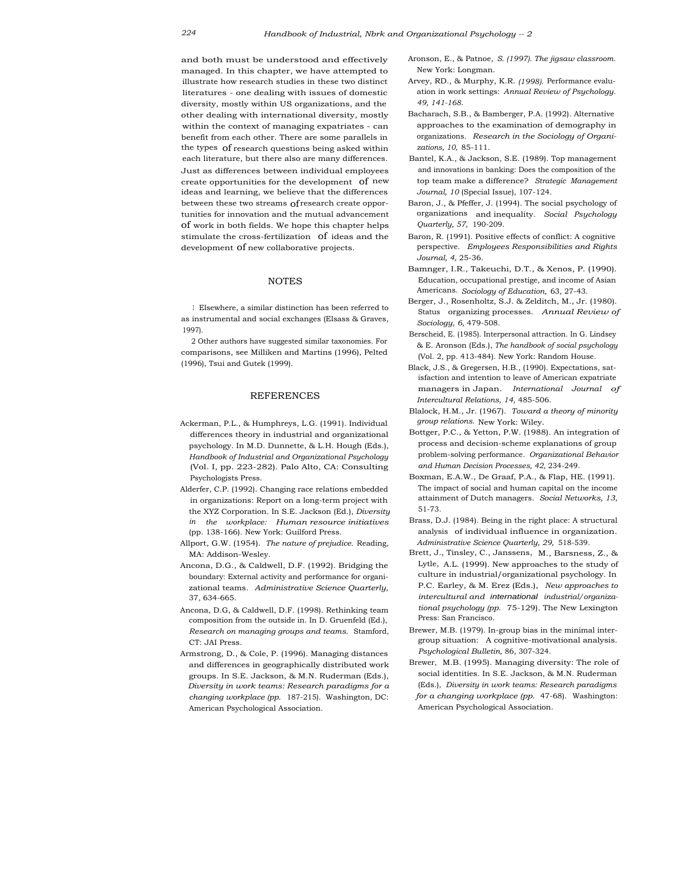and both must be understood and effectively managed. In this chapter, we have attempted to illustrate how research studies in these two distinct literatures - one dealing with issues of domestic diversity, mostly within US organizations, and the other dealing with international diversity, mostly within the context of managing expatriates - can benefit from each other. There are some parallels in the types of research questions being asked within each literature, but there also are many differences. Just as differences between individual employees create opportunities for the development of new ideas and learning, we believe that the differences between these two streams of research create opportunities for innovation and the mutual advancement of work in both fields. We hope this chapter helps stimulate the cross-fertilization of ideas and the development of new collaborative projects.

## NOTES

1 Elsewhere, a similar distinction has been referred to as instrumental and social exchanges (Elsass & Graves, 1997).

2 Other authors have suggested similar taxonomies. For comparisons, see Milliken and Martins (1996), Pelted (1996), Tsui and Gutek (1999).

## REFERENCES

Ackerman, P.L., & Humphreys, L.G. (1991). Individual differences theory in industrial and organizational psychology. In M.D. Dunnette, & L.H. Hough (Eds.), *Handbook of Industrial and Organizational Psychology* (Vol. I, pp. 223-282). Palo Alto, CA: Consulting Psychologists Press.

Alderfer, C.P. (1992). Changing race relations embedded in organizations: Report on a long-term project with the XYZ Corporation. In S.E. Jackson (Ed.), *Diversity in the workplace: Human resource initiatives* (pp. 138-166). New York: Guilford Press.

Allport, G.W. (1954). *The nature of prejudice.* Reading, MA: Addison-Wesley.

Ancona, D.G., & Caldwell, D.F. (1992). Bridging the boundary: External activity and performance for organizational teams. *Administrative Science Quarterly,* 37, 634-665.

Ancona, D.G, & Caldwell, D.F. (1998). Rethinking team composition from the outside in. In D. Gruenfeld (Ed.), *Research on managing groups and teams.* Stamford, CT: JAI Press.

Armstrong, D., & Cole, P. (1996). Managing distances and differences in geographically distributed work groups. In S.E. Jackson, & M.N. Ruderman (Eds.), *Diversity in work teams: Research paradigms for a changing workplace (pp.* 187-215). Washington, DC: American Psychological Association.

Aronson, E., & Patnoe, *S. (1997). The jigsaw classroom.* New York: Longman.

Arvey, RD., & Murphy, K.R. *(1998).* Performance evaluation in work settings: *Annual Review of Psychology. 49, 141-168.*

Bacharach, S.B., & Bamberger, P.A. (1992). Alternative approaches to the examination of demography in organizations. *Research in the Sociology of Organizations, 10,* 85-111.

Bantel, K.A., & Jackson, S.E. (1989). Top management and innovations in banking: Does the composition of the top team make a difference? *Strategic Management Journal, 10* (Special Issue), 107-124.

Baron, J., & Pfeffer, J. (1994). The social psychology of organizations and inequality. *Social Psychology Quarterly, 57,* 190-209.

Baron, R. (1991). Positive effects of conflict: A cognitive perspective. *Employees Responsibilities and Rights Journal, 4,* 25-36.

Bamnger, I.R., Takeuchi, D.T., & Xenos, P. (1990). Education, occupational prestige, and income of Asian Americans. *Sociology of Education,* 63, 27-43.

Berger, J., Rosenholtz, S.J. & Zelditch, M., Jr. (1980). Status organizing processes. *Annual Review of Sociology, 6,* 479-508.

Berscheid, E. (1985). Interpersonal attraction. In G. Lindsey & E. Aronson (Eds.), *The handbook of social psychology* (Vol. 2, pp. 413-484). New York: Random House.

Black, J.S., & Gregersen, H.B., (1990). Expectations, satisfaction and intention to leave of American expatriate managers in Japan. *International Journal of Intercultural Relations, 14,* 485-506.

Blalock, H.M., Jr. (1967). *Toward a theory of minority group relations.* New York: Wiley.

Bottger, P.C., & Yetton, P.W. (1988). An integration of process and decision-scheme explanations of group problem-solving performance. *Organizational Behavior and Human Decision Processes, 42,* 234-249.

Boxman, E.A.W., De Graaf, P.A., & Flap, HE. (1991). The impact of social and human capital on the income attainment of Dutch managers. *Social Networks, 13,* 51-73.

Brass, D.J. (1984). Being in the right place: A structural analysis of individual influence in organization. *Administrative Science Quarterly, 29,* 518-539.

Brett, J., Tinsley, C., Janssens, M., Barsness, Z., & Lytle, A.L. (1999). New approaches to the study of culture in industrial/organizational psychology. In P.C. Earley, & M. Erez (Eds.), *New approaches to intercultural and international industrial/organizational psychology (pp.* 75-129). The New Lexington Press: San Francisco.

Brewer, M.B. (1979). In-group bias in the minimal intergroup situation: A cognitive-motivational analysis. *Psychological Bulletin,* 86, 307-324.

Brewer, M.B. (1995). Managing diversity: The role of social identities. In S.E. Jackson, & M.N. Ruderman (Eds.), *Diversity in work teams: Research paradigms for a changing workplace (pp.* 47-68). Washington: American Psychological Association.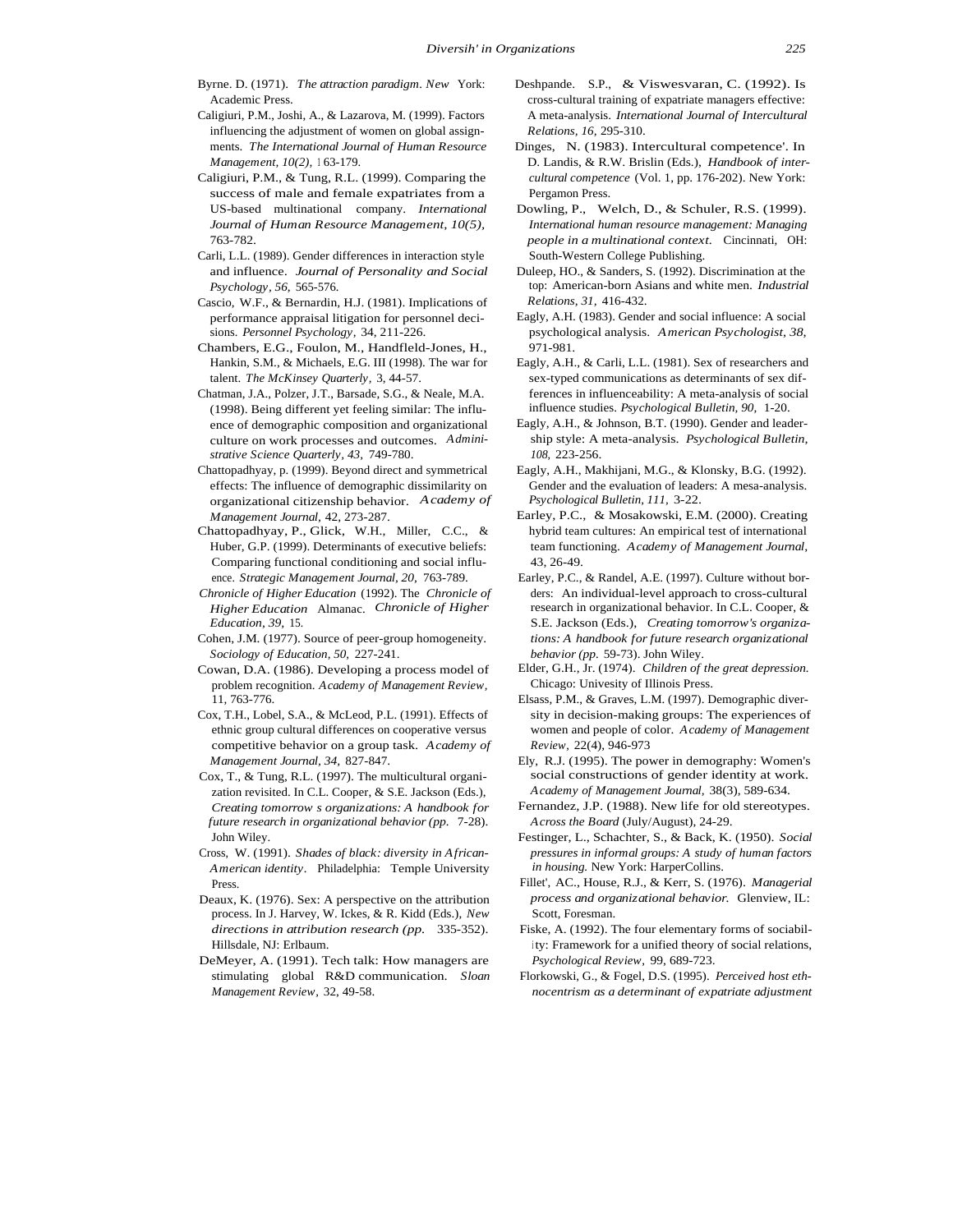Byrne. D. (1971). *The attraction paradigm*. *New* York: Academic Press.

Caligiuri, P.M., Joshi, A., & Lazarova, M. (1999). Factors influencing the adjustment of women on global assignments. *The International Journal of Human Resource Management, 10(2),* 163-179.

Caligiuri, P.M., & Tung, R.L. (1999). Comparing the success of male and female expatriates from a US-based multinational company. *International Journal of Human Resource Management, 10(5),* 763-782.

Carli, L.L. (1989). Gender differences in interaction style and influence. *Journal of Personality and Social Psychology, 56,* 565-576.

Cascio, W.F., & Bernardin, H.J. (1981). Implications of performance appraisal litigation for personnel decisions. *Personnel Psychology,* 34, 211-226.

Chambers, E.G., Foulon, M., Handfleld-Jones, H., Hankin, S.M., & Michaels, E.G. III (1998). The war for talent. *The McKinsey Quarterly,* 3, 44-57.

Chatman, J.A., Polzer, J.T., Barsade, S.G., & Neale, M.A. (1998). Being different yet feeling similar: The influence of demographic composition and organizational culture on work processes and outcomes. *Administrative Science Quarterly, 43,* 749-780.

Chattopadhyay, p. (1999). Beyond direct and symmetrical effects: The influence of demographic dissimilarity on organizational citizenship behavior. *Academy of Management Journal,* 42, 273-287.

Chattopadhyay, P., Glick, W.H., Miller, C.C., & Huber, G.P. (1999). Determinants of executive beliefs: Comparing functional conditioning and social influence. *Strategic Management Journal, 20,* 763-789.

*Chronicle of Higher Education* (1992). The *Chronicle of Higher Education* Almanac. *Chronicle of Higher Education, 39,* 15.

Cohen, J.M. (1977). Source of peer-group homogeneity. *Sociology of Education, 50,* 227-241.

Cowan, D.A. (1986). Developing a process model of problem recognition. *Academy of Management Review,* 11, 763-776.

Cox, T.H., Lobel, S.A., & McLeod, P.L. (1991). Effects of ethnic group cultural differences on cooperative versus competitive behavior on a group task. *Academy of Management Journal, 34,* 827-847.

Cox, T., & Tung, R.L. (1997). The multicultural organization revisited. In C.L. Cooper, & S.E. Jackson (Eds.), *Creating tomorrow s organizations: A handbook for future research in organizational behavior (pp.* 7-28). John Wiley.

Cross, W. (1991). *Shades of black: diversity in African-American identity*. Philadelphia: Temple University Press.

Deaux, K. (1976). Sex: A perspective on the attribution process. In J. Harvey, W. Ickes, & R. Kidd (Eds.), *New directions in attribution research (pp.* 335-352). Hillsdale, NJ: Erlbaum.

DeMeyer, A. (1991). Tech talk: How managers are stimulating global R&D communication. *Sloan Management Review,* 32, 49-58.

Deshpande. S.P., & Viswesvaran, C. (1992). Is cross-cultural training of expatriate managers effective: A meta-analysis. *International Journal of Intercultural Relations, 16,* 295-310.

Dinges, N. (1983). Intercultural competence'. In D. Landis, & R.W. Brislin (Eds.), *Handbook of intercultural competence* (Vol. 1, pp. 176-202). New York: Pergamon Press.

Dowling, P., Welch, D., & Schuler, R.S. (1999). *International human resource management: Managing people in a multinational context.* Cincinnati, OH: South-Western College Publishing.

Duleep, HO., & Sanders, S. (1992). Discrimination at the top: American-born Asians and white men. *Industrial Relations, 31,* 416-432.

Eagly, A.H. (1983). Gender and social influence: A social psychological analysis. *American Psychologist, 38,* 971-981.

Eagly, A.H., & Carli, L.L. (1981). Sex of researchers and sex-typed communications as determinants of sex differences in influenceability: A meta-analysis of social influence studies. *Psychological Bulletin, 90,* 1-20.

Eagly, A.H., & Johnson, B.T. (1990). Gender and leadership style: A meta-analysis. *Psychological Bulletin, 108,* 223-256.

Eagly, A.H., Makhijani, M.G., & Klonsky, B.G. (1992). Gender and the evaluation of leaders: A mesa-analysis. *Psychological Bulletin, 111,* 3-22.

Earley, P.C., & Mosakowski, E.M. (2000). Creating hybrid team cultures: An empirical test of international team functioning. *Academy of Management Journal,* 43, 26-49.

Earley, P.C., & Randel, A.E. (1997). Culture without borders: An individual-level approach to cross-cultural research in organizational behavior. In C.L. Cooper, & S.E. Jackson (Eds.), *Creating tomorrow's organizations: A handbook for future research organizational behavior (pp.* 59-73). John Wiley.

Elder, G.H., Jr. (1974). *Children of the great depression.* Chicago: Univesity of Illinois Press.

Elsass, P.M., & Graves, L.M. (1997). Demographic diversity in decision-making groups: The experiences of women and people of color. *Academy of Management Review,* 22(4), 946-973

Ely, R.J. (1995). The power in demography: Women's social constructions of gender identity at work. *Academy of Management Journal,* 38(3), 589-634.

Fernandez, J.P. (1988). New life for old stereotypes. *Across the Board* (July/August), 24-29.

Festinger, L., Schachter, S., & Back, K. (1950). *Social pressures in informal groups: A study of human factors in housing.* New York: HarperCollins.

Fillet', AC., House, R.J., & Kerr, S. (1976). *Managerial process and organizational behavior.* Glenview, IL: Scott, Foresman.

Fiske, A. (1992). The four elementary forms of sociability: Framework for a unified theory of social relations, *Psychological Review,* 99, 689-723.

Florkowski, G., & Fogel, D.S. (1995). *Perceived host ethnocentrism as a determinant of expatriate adjustment*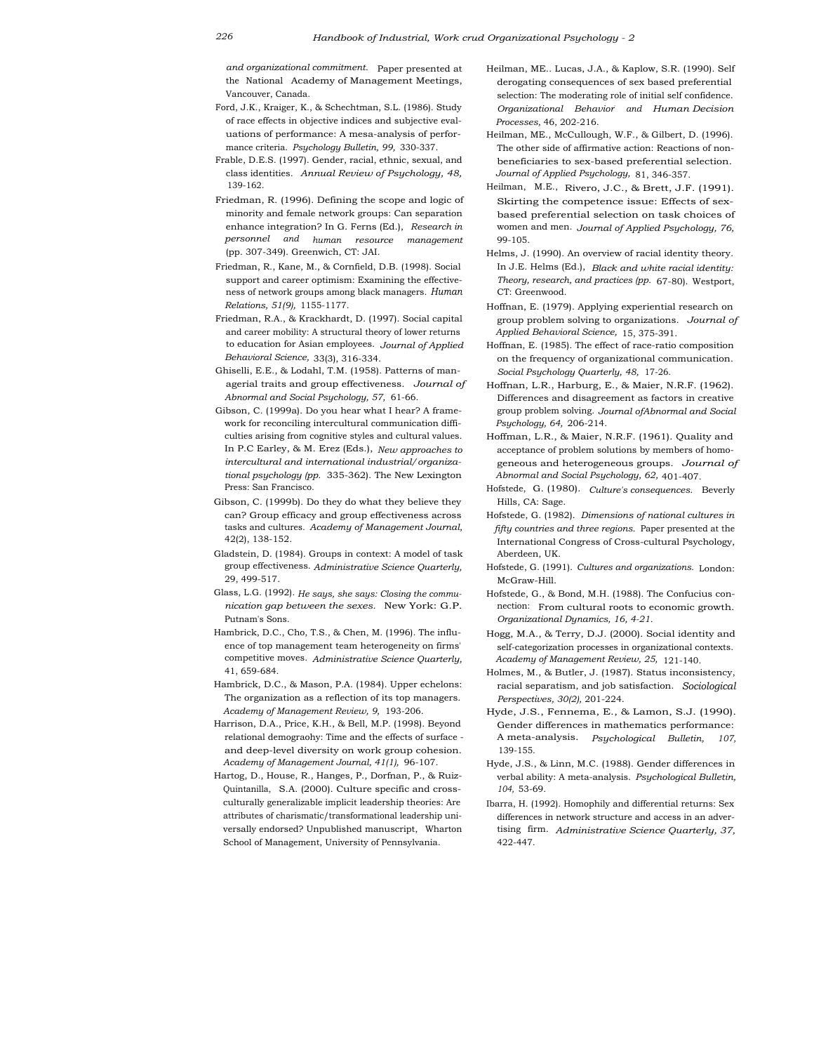*and organizational commitment.* Paper presented at the National Academy of Management Meetings, Vancouver, Canada.

Ford, J.K., Kraiger, K., & Schechtman, S.L. (1986). Study of race effects in objective indices and subjective evaluations of performance: A mesa-analysis of performance criteria. *Psychology Bulletin, 99,* 330-337.

Frable, D.E.S. (1997). Gender, racial, ethnic, sexual, and class identities. *Annual Review of Psychology, 48,* 139-162.

Friedman, R. (1996). Defining the scope and logic of minority and female network groups: Can separation enhance integration? In G. Ferns (Ed.), *Research in personnel and human resource management* (pp. 307-349). Greenwich, CT: JAI.

Friedman, R., Kane, M., & Cornfield, D.B. (1998). Social support and career optimism: Examining the effectiveness of network groups among black managers. *Human Relations, 51(9),* 1155-1177.

Friedman, R.A., & Krackhardt, D. (1997). Social capital and career mobility: A structural theory of lower returns to education for Asian employees. *Journal of Applied Behavioral Science,* 33(3), 316-334.

Ghiselli, E.E., & Lodahl, T.M. (1958). Patterns of managerial traits and group effectiveness. *Journal of Abnormal and Social Psychology, 57,* 61-66.

Gibson, C. (1999a). Do you hear what I hear? A framework for reconciling intercultural communication difficulties arising from cognitive styles and cultural values. In P.C Earley, & M. Erez (Eds.), *New approaches to intercultural and international industrial/organizational psychology (pp.* 335-362). The New Lexington Press: San Francisco.

Gibson, C. (1999b). Do they do what they believe they can? Group efficacy and group effectiveness across tasks and cultures. *Academy of Management Journal,* 42(2), 138-152.

Gladstein, D. (1984). Groups in context: A model of task group effectiveness. *Administrative Science Quarterly,* 29, 499-517.

Glass, L.G. (1992). *He says, she says: Closing the communication gap between the sexes.* New York: G.P. Putnam's Sons.

Hambrick, D.C., Cho, T.S., & Chen, M. (1996). The influence of top management team heterogeneity on firms' competitive moves. *Administrative Science Quarterly,* 41, 659-684.

Hambrick, D.C., & Mason, P.A. (1984). Upper echelons: The organization as a reflection of its top managers. *Academy of Management Review, 9,* 193-206.

Harrison, D.A., Price, K.H., & Bell, M.P. (1998). Beyond relational demograohy: Time and the effects of surface - and deep-level diversity on work group cohesion. *Academy of Management Journal, 41(1),* 96-107.

Hartog, D., House, R., Hanges, P., Dorfnan, P., & Ruiz-Quintanilla, S.A. (2000). Culture specific and cross-culturally generalizable implicit leadership theories: Are attributes of charismatic/transformational leadership universally endorsed? Unpublished manuscript, Wharton School of Management, University of Pennsylvania.

Heilman, ME.. Lucas, J.A., & Kaplow, S.R. (1990). Self derogating consequences of sex based preferential selection: The moderating role of initial self confidence. *Organizational Behavior and Human Decision Processes,* 46, 202-216.

Heilman, ME., McCullough, W.F., & Gilbert, D. (1996). The other side of affirmative action: Reactions of non-beneficiaries to sex-based preferential selection. *Journal of Applied Psychology,* 81, 346-357.

Heilman, M.E., Rivero, J.C., & Brett, J.F. (1991). Skirting the competence issue: Effects of sex-based preferential selection on task choices of women and men. *Journal of Applied Psychology, 76,* 99-105.

Helms, J. (1990). An overview of racial identity theory. In J.E. Helms (Ed.), *Black and white racial identity: Theory, research, and practices (pp.* 67-80). Westport, CT: Greenwood.

Hoffnan, E. (1979). Applying experiential research on group problem solving to organizations. *Journal of Applied Behavioral Science,* 15, 375-391.

Hoffnan, E. (1985). The effect of race-ratio composition on the frequency of organizational communication. *Social Psychology Quarterly, 48,* 17-26.

Hoffnan, L.R., Harburg, E., & Maier, N.R.F. (1962). Differences and disagreement as factors in creative group problem solving. *Journal ofAbnormal and Social Psychology, 64,* 206-214.

Hoffman, L.R., & Maier, N.R.F. (1961). Quality and acceptance of problem solutions by members of homogeneous and heterogeneous groups. *Journal of Abnormal and Social Psychology, 62,* 401-407.

Hofstede, G. (1980). *Culture's consequences.* Beverly Hills, CA: Sage.

Hofstede, G. (1982). *Dimensions of national cultures in fifty countries and three regions.* Paper presented at the International Congress of Cross-cultural Psychology, Aberdeen, UK.

Hofstede, G. (1991). *Cultures and organizations.* London: McGraw-Hill.

Hofstede, G., & Bond, M.H. (1988). The Confucius connection: From cultural roots to economic growth. *Organizational Dynamics, 16, 4-21.*

Hogg, M.A., & Terry, D.J. (2000). Social identity and self-categorization processes in organizational contexts. *Academy of Management Review, 25,* 121-140.

Holmes, M., & Butler, J. (1987). Status inconsistency, racial separatism, and job satisfaction. *Sociological Perspectives, 30(2),* 201-224.

Hyde, J.S., Fennema, E., & Lamon, S.J. (1990). Gender differences in mathematics performance: A meta-analysis. *Psychological Bulletin, 107,* 139-155.

Hyde, J.S., & Linn, M.C. (1988). Gender differences in verbal ability: A meta-analysis. *Psychological Bulletin, 104,* 53-69.

Ibarra, H. (1992). Homophily and differential returns: Sex differences in network structure and access in an advertising firm. *Administrative Science Quarterly, 37,* 422-447.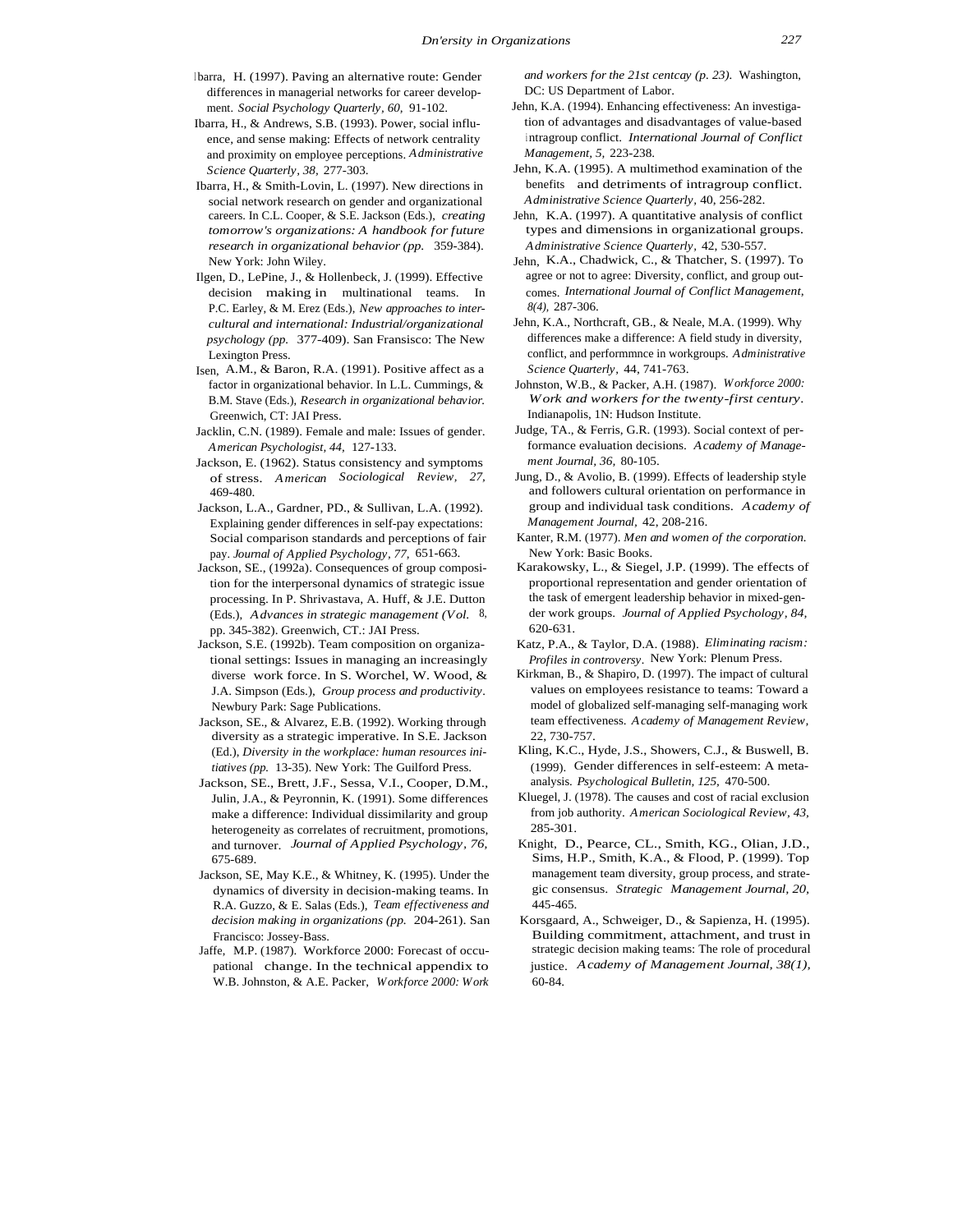Ibarra, H. (1997). Paving an alternative route: Gender differences in managerial networks for career development. *Social Psychology Quarterly*, *60*, 91-102.

Ibarra, H., & Andrews, S.B. (1993). Power, social influence, and sense making: Effects of network centrality and proximity on employee perceptions. *Administrative Science Quarterly*, *38*, 277-303.

Ibarra, H., & Smith-Lovin, L. (1997). New directions in social network research on gender and organizational careers. In C.L. Cooper, & S.E. Jackson (Eds.), *creating tomorrow's organizations: A handbook for future research in organizational behavior (pp.* 359-384). New York: John Wiley.

Ilgen, D., LePine, J., & Hollenbeck, J. (1999). Effective decision making in multinational teams. In P.C. Earley, & M. Erez (Eds.), *New approaches to intercultural and international: Industrial/organizational psychology (pp.* 377-409). San Fransisco: The New Lexington Press.

Isen, A.M., & Baron, R.A. (1991). Positive affect as a factor in organizational behavior. In L.L. Cummings, & B.M. Stave (Eds.), *Research in organizational behavior.* Greenwich, CT: JAI Press.

Jacklin, C.N. (1989). Female and male: Issues of gender. *American Psychologist*, *44*, 127-133.

Jackson, E. (1962). Status consistency and symptoms of stress. *American Sociological Review*, *27*, 469-480.

Jackson, L.A., Gardner, PD., & Sullivan, L.A. (1992). Explaining gender differences in self-pay expectations: Social comparison standards and perceptions of fair pay. *Journal of Applied Psychology*, *77*, 651-663.

Jackson, SE., (1992a). Consequences of group composition for the interpersonal dynamics of strategic issue processing. In P. Shrivastava, A. Huff, & J.E. Dutton (Eds.), *Advances in strategic management (Vol.* 8, pp. 345-382). Greenwich, CT.: JAI Press.

Jackson, S.E. (1992b). Team composition on organizational settings: Issues in managing an increasingly diverse work force. In S. Worchel, W. Wood, & J.A. Simpson (Eds.), *Group process and productivity*. Newbury Park: Sage Publications.

Jackson, SE., & Alvarez, E.B. (1992). Working through diversity as a strategic imperative. In S.E. Jackson (Ed.), *Diversity in the workplace: human resources initiatives (pp.* 13-35). New York: The Guilford Press.

Jackson, SE., Brett, J.F., Sessa, V.I., Cooper, D.M., Julin, J.A., & Peyronnin, K. (1991). Some differences make a difference: Individual dissimilarity and group heterogeneity as correlates of recruitment, promotions, and turnover. *Journal of Applied Psychology*, *76*, 675-689.

Jackson, SE, May K.E., & Whitney, K. (1995). Under the dynamics of diversity in decision-making teams. In R.A. Guzzo, & E. Salas (Eds.), *Team effectiveness and decision making in organizations (pp.* 204-261). San Francisco: Jossey-Bass.

Jaffe, M.P. (1987). Workforce 2000: Forecast of occupational change. In the technical appendix to W.B. Johnston, & A.E. Packer, *Workforce 2000: Work and workers for the 21st centcay (p. 23).* Washington, DC: US Department of Labor.

Jehn, K.A. (1994). Enhancing effectiveness: An investigation of advantages and disadvantages of value-based intragroup conflict. *International Journal of Conflict Management*, *5*, 223-238.

Jehn, K.A. (1995). A multimethod examination of the benefits and detriments of intragroup conflict. *Administrative Science Quarterly*, 40, 256-282.

Jehn, K.A. (1997). A quantitative analysis of conflict types and dimensions in organizational groups. *Administrative Science Quarterly*, 42, 530-557.

Jehn, K.A., Chadwick, C., & Thatcher, S. (1997). To agree or not to agree: Diversity, conflict, and group outcomes. *International Journal of Conflict Management, 8(4),* 287-306.

Jehn, K.A., Northcraft, GB., & Neale, M.A. (1999). Why differences make a difference: A field study in diversity, conflict, and performmnce in workgroups. *Administrative Science Quarterly*, 44, 741-763.

Johnston, W.B., & Packer, A.H. (1987). *Workforce 2000: Work and workers for the twenty-first century*. Indianapolis, 1N: Hudson Institute.

Judge, TA., & Ferris, G.R. (1993). Social context of performance evaluation decisions. *Academy of Management Journal*, *36*, 80-105.

Jung, D., & Avolio, B. (1999). Effects of leadership style and followers cultural orientation on performance in group and individual task conditions. *Academy of Management Journal*, 42, 208-216.

Kanter, R.M. (1977). *Men and women of the corporation.* New York: Basic Books.

Karakowsky, L., & Siegel, J.P. (1999). The effects of proportional representation and gender orientation of the task of emergent leadership behavior in mixed-gender work groups. *Journal of Applied Psychology*, *84*, 620-631.

Katz, P.A., & Taylor, D.A. (1988). *Eliminating racism: Profiles in controversy*. New York: Plenum Press.

Kirkman, B., & Shapiro, D. (1997). The impact of cultural values on employees resistance to teams: Toward a model of globalized self-managing self-managing work team effectiveness. *Academy of Management Review*, 22, 730-757.

Kling, K.C., Hyde, J.S., Showers, C.J., & Buswell, B. (1999). Gender differences in self-esteem: A meta-analysis. *Psychological Bulletin, 125,* 470-500.

Kluegel, J. (1978). The causes and cost of racial exclusion from job authority. *American Sociological Review*, *43*, 285-301.

Knight, D., Pearce, CL., Smith, KG., Olian, J.D., Sims, H.P., Smith, K.A., & Flood, P. (1999). Top management team diversity, group process, and strategic consensus. *Strategic Management Journal, 20*, 445-465.

Korsgaard, A., Schweiger, D., & Sapienza, H. (1995). Building commitment, attachment, and trust in strategic decision making teams: The role of procedural justice. *Academy of Management Journal, 38(1)*, 60-84.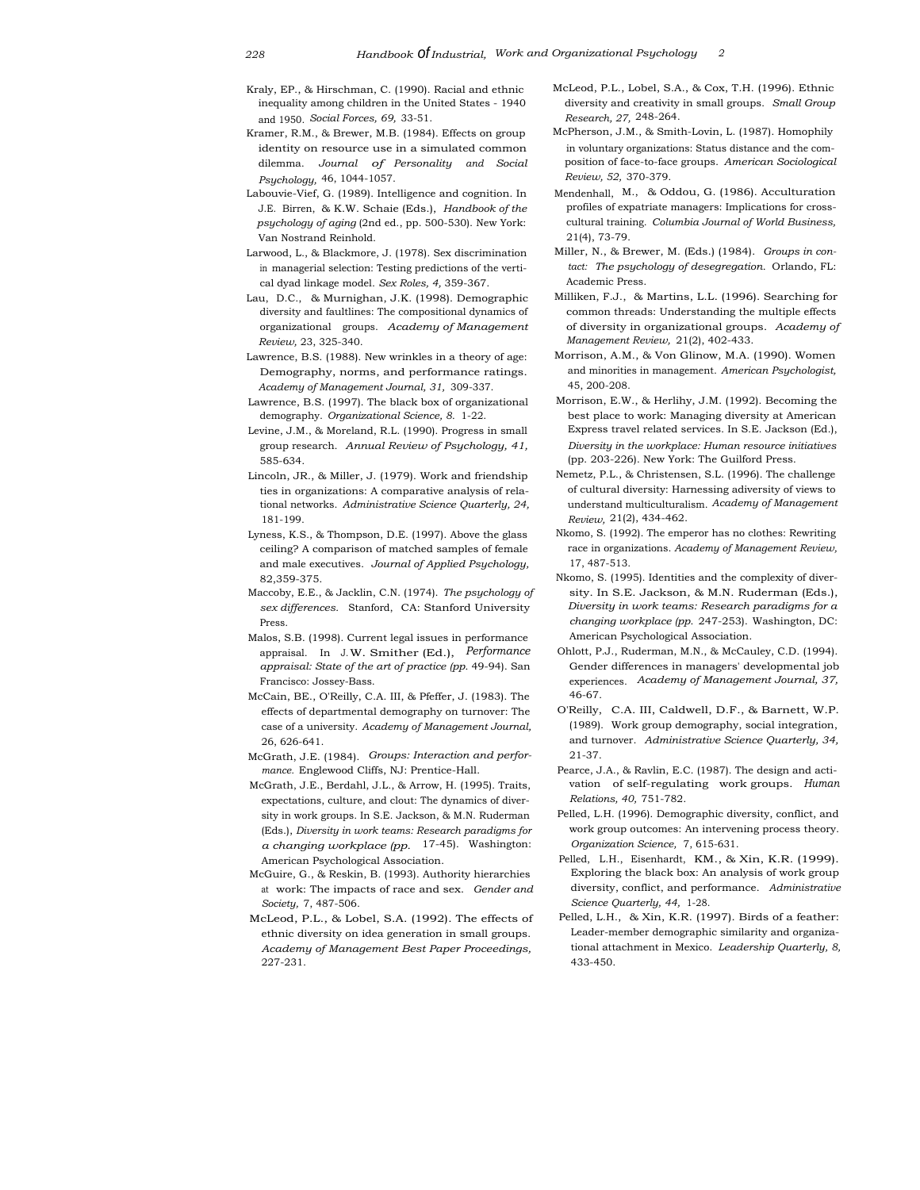Kraly, EP., & Hirschman, C. (1990). Racial and ethnic inequality among children in the United States - 1940 and 1950. *Social Forces, 69,* 33-51.

Kramer, R.M., & Brewer, M.B. (1984). Effects on group identity on resource use in a simulated common dilemma. *Journal of Personality and Social Psychology,* 46, 1044-1057.

Labouvie-Vief, G. (1989). Intelligence and cognition. In J.E. Birren, & K.W. Schaie (Eds.), *Handbook of the psychology of aging* (2nd ed., pp. 500-530). New York: Van Nostrand Reinhold.

Larwood, L., & Blackmore, J. (1978). Sex discrimination in managerial selection: Testing predictions of the vertical dyad linkage model. *Sex Roles, 4,* 359-367.

Lau, D.C., & Murnighan, J.K. (1998). Demographic diversity and faultlines: The compositional dynamics of organizational groups. *Academy of Management Review,* 23, 325-340.

Lawrence, B.S. (1988). New wrinkles in a theory of age: Demography, norms, and performance ratings. *Academy of Management Journal, 31,* 309-337.

Lawrence, B.S. (1997). The black box of organizational demography. *Organizational Science, 8.* 1-22.

Levine, J.M., & Moreland, R.L. (1990). Progress in small group research. *Annual Review of Psychology, 41,* 585-634.

Lincoln, JR., & Miller, J. (1979). Work and friendship ties in organizations: A comparative analysis of relational networks. *Administrative Science Quarterly, 24,* 181-199.

Lyness, K.S., & Thompson, D.E. (1997). Above the glass ceiling? A comparison of matched samples of female and male executives. *Journal of Applied Psychology,* 82,359-375.

Maccoby, E.E., & Jacklin, C.N. (1974). *The psychology of sex differences.* Stanford, CA: Stanford University Press.

Malos, S.B. (1998). Current legal issues in performance appraisal. In J.W. Smither (Ed.), *Performance appraisal: State of the art of practice (pp.* 49-94). San Francisco: Jossey-Bass.

McCain, BE., O'Reilly, C.A. III, & Pfeffer, J. (1983). The effects of departmental demography on turnover: The case of a university. *Academy of Management Journal,* 26, 626-641.

McGrath, J.E. (1984). *Groups: Interaction and performance.* Englewood Cliffs, NJ: Prentice-Hall.

McGrath, J.E., Berdahl, J.L., & Arrow, H. (1995). Traits, expectations, culture, and clout: The dynamics of diversity in work groups. In S.E. Jackson, & M.N. Ruderman (Eds.), *Diversity in work teams: Research paradigms for a changing workplace (pp.* 17-45). Washington: American Psychological Association.

McGuire, G., & Reskin, B. (1993). Authority hierarchies at work: The impacts of race and sex. *Gender and Society,* 7, 487-506.

McLeod, P.L., & Lobel, S.A. (1992). The effects of ethnic diversity on idea generation in small groups. *Academy of Management Best Paper Proceedings,* 227-231.

McLeod, P.L., Lobel, S.A., & Cox, T.H. (1996). Ethnic diversity and creativity in small groups. *Small Group Research, 27,* 248-264.

McPherson, J.M., & Smith-Lovin, L. (1987). Homophily in voluntary organizations: Status distance and the composition of face-to-face groups. *American Sociological Review, 52,* 370-379.

Mendenhall, M., & Oddou, G. (1986). Acculturation profiles of expatriate managers: Implications for cross-cultural training. *Columbia Journal of World Business,* 21(4), 73-79.

Miller, N., & Brewer, M. (Eds.) (1984). *Groups in contact: The psychology of desegregation.* Orlando, FL: Academic Press.

Milliken, F.J., & Martins, L.L. (1996). Searching for common threads: Understanding the multiple effects of diversity in organizational groups. *Academy of Management Review,* 21(2), 402-433.

Morrison, A.M., & Von Glinow, M.A. (1990). Women and minorities in management. *American Psychologist,* 45, 200-208.

Morrison, E.W., & Herlihy, J.M. (1992). Becoming the best place to work: Managing diversity at American Express travel related services. In S.E. Jackson (Ed.), *Diversity in the workplace: Human resource initiatives* (pp. 203-226). New York: The Guilford Press.

Nemetz, P.L., & Christensen, S.L. (1996). The challenge of cultural diversity: Harnessing adiversity of views to understand multiculturalism. *Academy of Management Review,* 21(2), 434-462.

Nkomo, S. (1992). The emperor has no clothes: Rewriting race in organizations. *Academy of Management Review,* 17, 487-513.

Nkomo, S. (1995). Identities and the complexity of diversity. In S.E. Jackson, & M.N. Ruderman (Eds.), *Diversity in work teams: Research paradigms for a changing workplace (pp.* 247-253). Washington, DC: American Psychological Association.

Ohlott, P.J., Ruderman, M.N., & McCauley, C.D. (1994). Gender differences in managers' developmental job experiences. *Academy of Management Journal, 37,* 46-67.

O'Reilly, C.A. III, Caldwell, D.F., & Barnett, W.P. (1989). Work group demography, social integration, and turnover. *Administrative Science Quarterly, 34,* 21-37.

Pearce, J.A., & Ravlin, E.C. (1987). The design and activation of self-regulating work groups. *Human Relations, 40,* 751-782.

Pelled, L.H. (1996). Demographic diversity, conflict, and work group outcomes: An intervening process theory. *Organization Science,* 7, 615-631.

Pelled, L.H., Eisenhardt, KM., & Xin, K.R. (1999). Exploring the black box: An analysis of work group diversity, conflict, and performance. *Administrative Science Quarterly, 44,* 1-28.

Pelled, L.H., & Xin, K.R. (1997). Birds of a feather: Leader-member demographic similarity and organizational attachment in Mexico. *Leadership Quarterly, 8,* 433-450.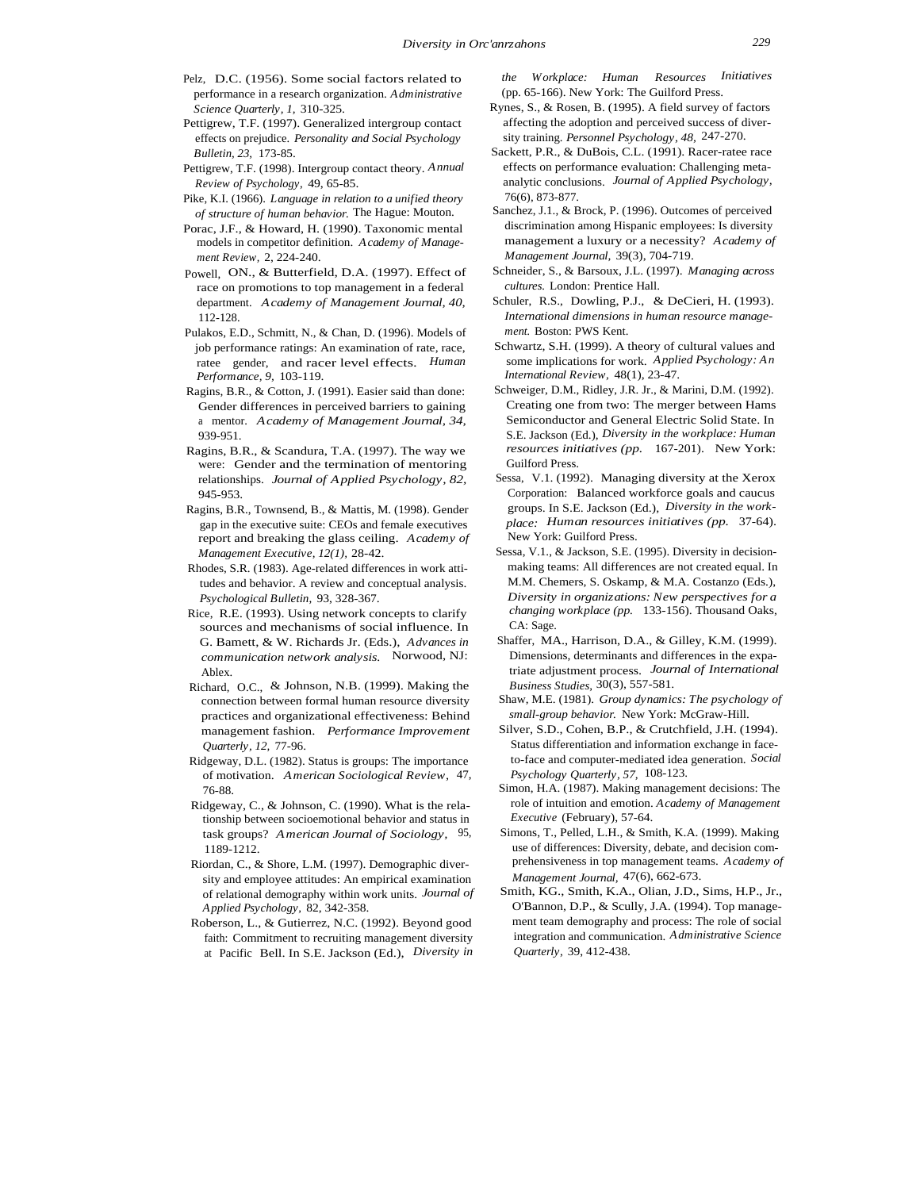Pelz, D.C. (1956). Some social factors related to performance in a research organization. *Administrative Science Quarterly, 1,* 310-325.

Pettigrew, T.F. (1997). Generalized intergroup contact effects on prejudice. *Personality and Social Psychology Bulletin, 23,* 173-85.

Pettigrew, T.F. (1998). Intergroup contact theory. *Annual Review of Psychology,* 49, 65-85.

Pike, K.I. (1966). *Language in relation to a unified theory of structure of human behavior.* The Hague: Mouton.

Porac, J.F., & Howard, H. (1990). Taxonomic mental models in competitor definition. *Academy of Management Review,* 2, 224-240.

Powell, ON., & Butterfield, D.A. (1997). Effect of race on promotions to top management in a federal department. *Academy of Management Journal, 40,* 112-128.

Pulakos, E.D., Schmitt, N., & Chan, D. (1996). Models of job performance ratings: An examination of rate, race, ratee gender, and racer level effects. *Human Performance, 9,* 103-119.

Ragins, B.R., & Cotton, J. (1991). Easier said than done: Gender differences in perceived barriers to gaining a mentor. *Academy of Management Journal, 34,* 939-951.

Ragins, B.R., & Scandura, T.A. (1997). The way we were: Gender and the termination of mentoring relationships. *Journal of Applied Psychology, 82,* 945-953.

Ragins, B.R., Townsend, B., & Mattis, M. (1998). Gender gap in the executive suite: CEOs and female executives report and breaking the glass ceiling. *Academy of Management Executive, 12(1),* 28-42.

Rhodes, S.R. (1983). Age-related differences in work attitudes and behavior. A review and conceptual analysis. *Psychological Bulletin,* 93, 328-367.

Rice, R.E. (1993). Using network concepts to clarify sources and mechanisms of social influence. In G. Bamett, & W. Richards Jr. (Eds.), *Advances in communication network analysis.* Norwood, NJ: Ablex.

Richard, O.C., & Johnson, N.B. (1999). Making the connection between formal human resource diversity practices and organizational effectiveness: Behind management fashion. *Performance Improvement Quarterly, 12,* 77-96.

Ridgeway, D.L. (1982). Status is groups: The importance of motivation. *American Sociological Review,* 47, 76-88.

Ridgeway, C., & Johnson, C. (1990). What is the relationship between socioemotional behavior and status in task groups? *American Journal of Sociology,* 95, 1189-1212.

Riordan, C., & Shore, L.M. (1997). Demographic diversity and employee attitudes: An empirical examination of relational demography within work units. *Journal of Applied Psychology,* 82, 342-358.

Roberson, L., & Gutierrez, N.C. (1992). Beyond good faith: Commitment to recruiting management diversity at Pacific Bell. In S.E. Jackson (Ed.), *Diversity in the Workplace: Human Resources Initiatives* (pp. 65-166). New York: The Guilford Press.

Rynes, S., & Rosen, B. (1995). A field survey of factors affecting the adoption and perceived success of diversity training. *Personnel Psychology, 48,* 247-270.

Sackett, P.R., & DuBois, C.L. (1991). Racer-ratee race effects on performance evaluation: Challenging meta-analytic conclusions. *Journal of Applied Psychology,* 76(6), 873-877.

Sanchez, J.1., & Brock, P. (1996). Outcomes of perceived discrimination among Hispanic employees: Is diversity management a luxury or a necessity? *Academy of Management Journal,* 39(3), 704-719.

Schneider, S., & Barsoux, J.L. (1997). *Managing across cultures.* London: Prentice Hall.

Schuler, R.S., Dowling, P.J., & DeCieri, H. (1993). *International dimensions in human resource management.* Boston: PWS Kent.

Schwartz, S.H. (1999). A theory of cultural values and some implications for work. *Applied Psychology: An International Review,* 48(1), 23-47.

Schweiger, D.M., Ridley, J.R. Jr., & Marini, D.M. (1992). Creating one from two: The merger between Hams Semiconductor and General Electric Solid State. In S.E. Jackson (Ed.), *Diversity in the workplace: Human resources initiatives (pp.* 167-201). New York: Guilford Press.

Sessa, V.1. (1992). Managing diversity at the Xerox Corporation: Balanced workforce goals and caucus groups. In S.E. Jackson (Ed.), *Diversity in the workplace: Human resources initiatives (pp.* 37-64). New York: Guilford Press.

Sessa, V.1., & Jackson, S.E. (1995). Diversity in decision-making teams: All differences are not created equal. In M.M. Chemers, S. Oskamp, & M.A. Costanzo (Eds.), *Diversity in organizations: New perspectives for a changing workplace (pp.* 133-156). Thousand Oaks, CA: Sage.

Shaffer, MA., Harrison, D.A., & Gilley, K.M. (1999). Dimensions, determinants and differences in the expatriate adjustment process. *Journal of International Business Studies,* 30(3), 557-581.

Shaw, M.E. (1981). *Group dynamics: The psychology of small-group behavior.* New York: McGraw-Hill.

Silver, S.D., Cohen, B.P., & Crutchfield, J.H. (1994). Status differentiation and information exchange in face-to-face and computer-mediated idea generation. *Social Psychology Quarterly, 57,* 108-123.

Simon, H.A. (1987). Making management decisions: The role of intuition and emotion. *Academy of Management Executive* (February), 57-64.

Simons, T., Pelled, L.H., & Smith, K.A. (1999). Making use of differences: Diversity, debate, and decision comprehensiveness in top management teams. *Academy of Management Journal,* 47(6), 662-673.

Smith, KG., Smith, K.A., Olian, J.D., Sims, H.P., Jr., O'Bannon, D.P., & Scully, J.A. (1994). Top management team demography and process: The role of social integration and communication. *Administrative Science Quarterly,* 39, 412-438.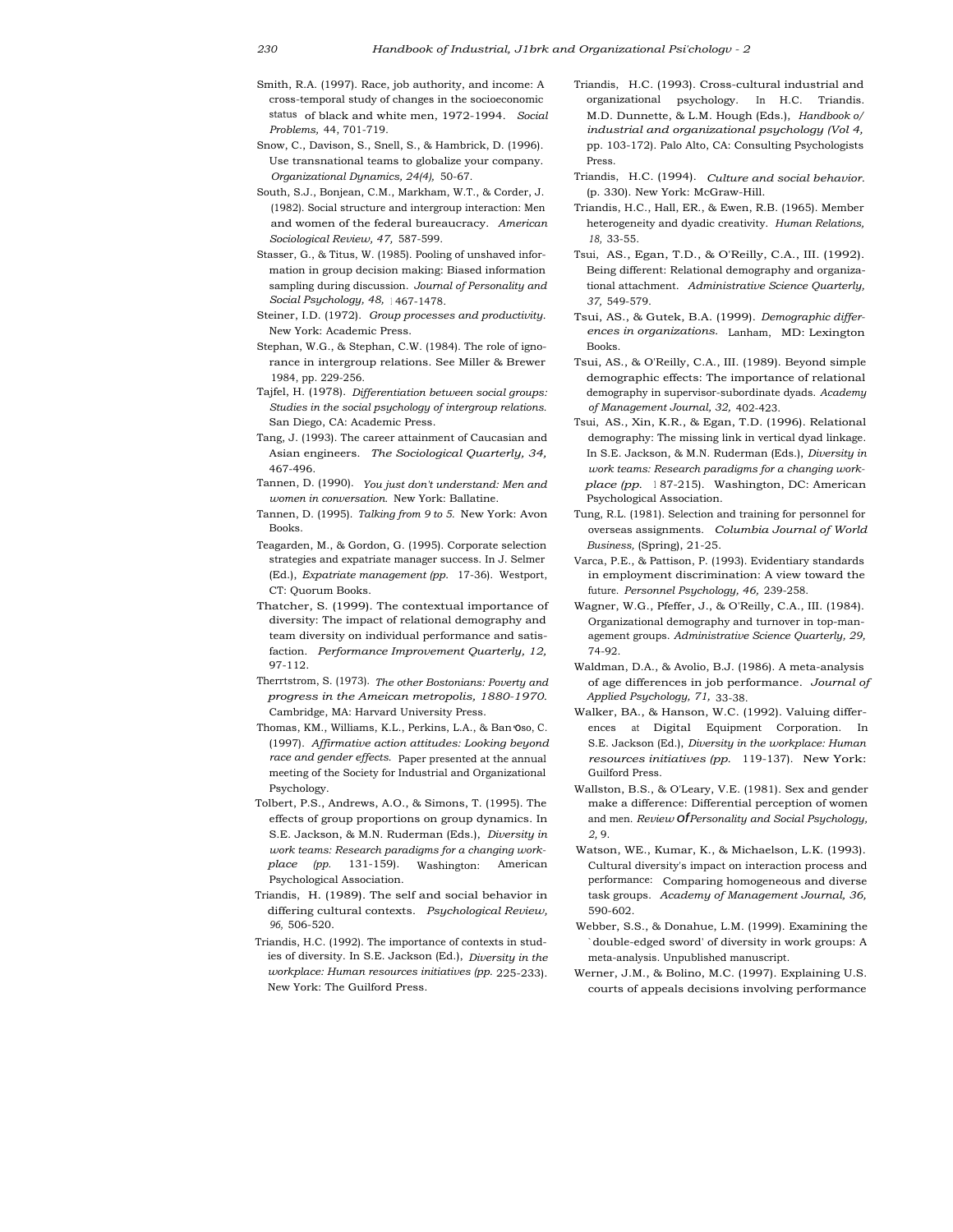Smith, R.A. (1997). Race, job authority, and income: A cross-temporal study of changes in the socioeconomic status of black and white men, 1972-1994. *Social Problems,* 44, 701-719.

Snow, C., Davison, S., Snell, S., & Hambrick, D. (1996). Use transnational teams to globalize your company. *Organizational Dynamics, 24(4),* 50-67.

South, S.J., Bonjean, C.M., Markham, W.T., & Corder, J. (1982). Social structure and intergroup interaction: Men and women of the federal bureaucracy. *American Sociological Review, 47,* 587-599.

Stasser, G., & Titus, W. (1985). Pooling of unshaved information in group decision making: Biased information sampling during discussion. *Journal of Personality and Social Psychology, 48,* 1467-1478.

Steiner, I.D. (1972). *Group processes and productivity.* New York: Academic Press.

Stephan, W.G., & Stephan, C.W. (1984). The role of ignorance in intergroup relations. See Miller & Brewer 1984, pp. 229-256.

Tajfel, H. (1978). *Differentiation between social groups: Studies in the social psychology of intergroup relations.* San Diego, CA: Academic Press.

Tang, J. (1993). The career attainment of Caucasian and Asian engineers. *The Sociological Quarterly, 34,* 467-496.

Tannen, D. (1990). *You just don't understand: Men and women in conversation.* New York: Ballatine.

Tannen, D. (1995). *Talking from 9 to 5.* New York: Avon Books.

Teagarden, M., & Gordon, G. (1995). Corporate selection strategies and expatriate manager success. In J. Selmer (Ed.), *Expatriate management (pp.* 17-36). Westport, CT: Quorum Books.

Thatcher, S. (1999). The contextual importance of diversity: The impact of relational demography and team diversity on individual performance and satisfaction. *Performance Improvement Quarterly, 12,* 97-112.

Therrtstrom, S. (1973). *The other Bostonians: Poverty and progress in the Ameican metropolis, 1880-1970.* Cambridge, MA: Harvard University Press.

Thomas, KM., Williams, K.L., Perkins, L.A., & Ban'Oso, C. (1997). *Affirmative action attitudes: Looking beyond race and gender effects.* Paper presented at the annual meeting of the Society for Industrial and Organizational Psychology.

Tolbert, P.S., Andrews, A.O., & Simons, T. (1995). The effects of group proportions on group dynamics. In S.E. Jackson, & M.N. Ruderman (Eds.), *Diversity in work teams: Research paradigms for a changing workplace (pp.* 131-159). Washington: American Psychological Association.

Triandis, H. (1989). The self and social behavior in differing cultural contexts. *Psychological Review, 96,* 506-520.

Triandis, H.C. (1992). The importance of contexts in studies of diversity. In S.E. Jackson (Ed.), *Diversity in the workplace: Human resources initiatives (pp.* 225-233). New York: The Guilford Press.

Triandis, H.C. (1993). Cross-cultural industrial and organizational psychology. In H.C. Triandis. M.D. Dunnette, & L.M. Hough (Eds.), *Handbook o/ industrial and organizational psychology (Vol 4,* pp. 103-172). Palo Alto, CA: Consulting Psychologists Press.

Triandis, H.C. (1994). *Culture and social behavior.* (p. 330). New York: McGraw-Hill.

Triandis, H.C., Hall, ER., & Ewen, R.B. (1965). Member heterogeneity and dyadic creativity. *Human Relations, 18,* 33-55.

Tsui, AS., Egan, T.D., & O'Reilly, C.A., III. (1992). Being different: Relational demography and organizational attachment. *Administrative Science Quarterly, 37,* 549-579.

Tsui, AS., & Gutek, B.A. (1999). *Demographic differences in organizations.* Lanham, MD: Lexington Books.

Tsui, AS., & O'Reilly, C.A., III. (1989). Beyond simple demographic effects: The importance of relational demography in supervisor-subordinate dyads. *Academy of Management Journal, 32,* 402-423.

Tsui, AS., Xin, K.R., & Egan, T.D. (1996). Relational demography: The missing link in vertical dyad linkage. In S.E. Jackson, & M.N. Ruderman (Eds.), *Diversity in work teams: Research paradigms for a changing workplace (pp.* 187-215). Washington, DC: American Psychological Association.

Tung, R.L. (1981). Selection and training for personnel for overseas assignments. *Columbia Journal of World Business,* (Spring), 21-25.

Varca, P.E., & Pattison, P. (1993). Evidentiary standards in employment discrimination: A view toward the future. *Personnel Psychology, 46,* 239-258.

Wagner, W.G., Pfeffer, J., & O'Reilly, C.A., III. (1984). Organizational demography and turnover in top-management groups. *Administrative Science Quarterly, 29,* 74-92.

Waldman, D.A., & Avolio, B.J. (1986). A meta-analysis of age differences in job performance. *Journal of Applied Psychology, 71,* 33-38.

Walker, BA., & Hanson, W.C. (1992). Valuing differences at Digital Equipment Corporation. In S.E. Jackson (Ed.), *Diversity in the workplace: Human resources initiatives (pp.* 119-137). New York: Guilford Press.

Wallston, B.S., & O'Leary, V.E. (1981). Sex and gender make a difference: Differential perception of women and men. *Review of Personality and Social Psychology, 2,* 9.

Watson, WE., Kumar, K., & Michaelson, L.K. (1993). Cultural diversity's impact on interaction process and performance: Comparing homogeneous and diverse task groups. *Academy of Management Journal, 36,* 590-602.

Webber, S.S., & Donahue, L.M. (1999). Examining the `double-edged sword' of diversity in work groups: A meta-analysis. Unpublished manuscript.

Werner, J.M., & Bolino, M.C. (1997). Explaining U.S. courts of appeals decisions involving performance